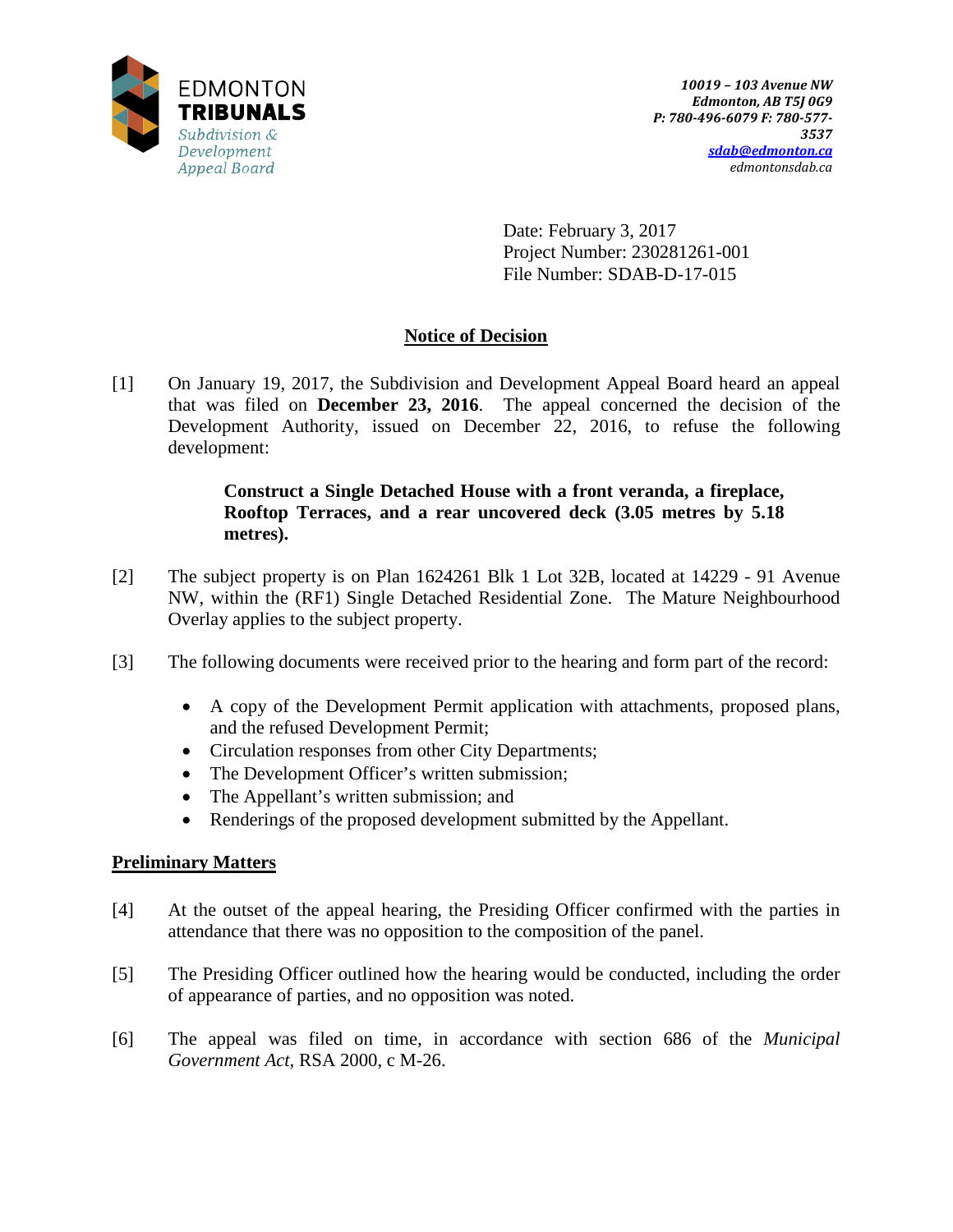EDMONTON
**TRIBUNALS**
*Subdivision & Development Appeal Board*

*10019 – 103 Avenue NW*
*Edmonton, AB T5J 0G9*
*P: 780-496-6079 F: 780-577-3537*
*sdab@edmonton.ca*
*edmontonsdab.ca*

Date: February 3, 2017
Project Number: 230281261-001
File Number: SDAB-D-17-015

## Notice of Decision

[1] On January 19, 2017, the Subdivision and Development Appeal Board heard an appeal that was filed on **December 23, 2016**. The appeal concerned the decision of the Development Authority, issued on December 22, 2016, to refuse the following development:

> **Construct a Single Detached House with a front veranda, a fireplace, Rooftop Terraces, and a rear uncovered deck (3.05 metres by 5.18 metres).**

[2] The subject property is on Plan 1624261 Blk 1 Lot 32B, located at 14229 - 91 Avenue NW, within the (RF1) Single Detached Residential Zone. The Mature Neighbourhood Overlay applies to the subject property.

[3] The following documents were received prior to the hearing and form part of the record:

- A copy of the Development Permit application with attachments, proposed plans, and the refused Development Permit;
- Circulation responses from other City Departments;
- The Development Officer's written submission;
- The Appellant's written submission; and
- Renderings of the proposed development submitted by the Appellant.

### Preliminary Matters

[4] At the outset of the appeal hearing, the Presiding Officer confirmed with the parties in attendance that there was no opposition to the composition of the panel.

[5] The Presiding Officer outlined how the hearing would be conducted, including the order of appearance of parties, and no opposition was noted.

[6] The appeal was filed on time, in accordance with section 686 of the *Municipal Government Act*, RSA 2000, c M-26.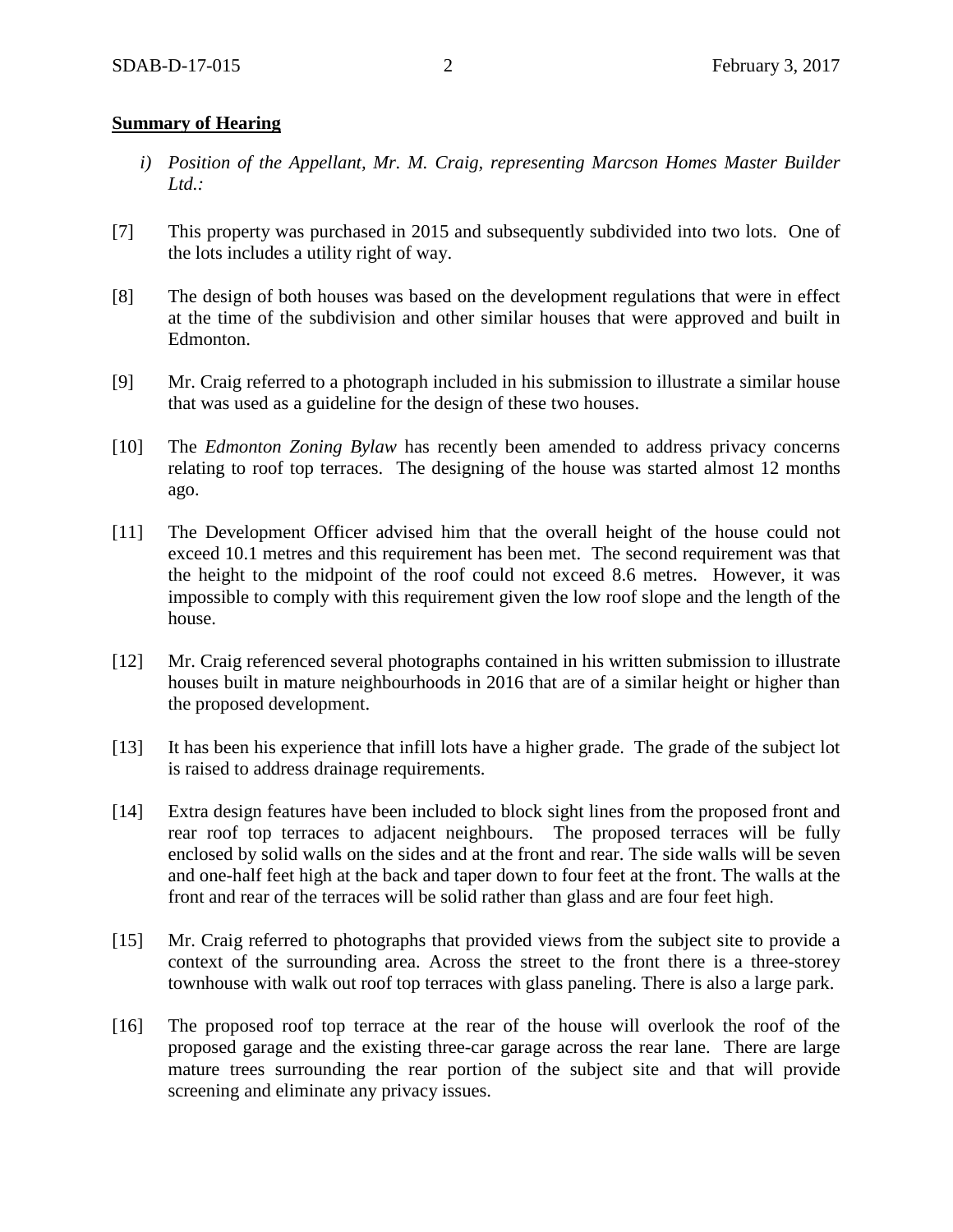**Summary of Hearing**

*i) Position of the Appellant, Mr. M. Craig, representing Marcson Homes Master Builder Ltd.:*

[7] This property was purchased in 2015 and subsequently subdivided into two lots. One of the lots includes a utility right of way.

[8] The design of both houses was based on the development regulations that were in effect at the time of the subdivision and other similar houses that were approved and built in Edmonton.

[9] Mr. Craig referred to a photograph included in his submission to illustrate a similar house that was used as a guideline for the design of these two houses.

[10] The *Edmonton Zoning Bylaw* has recently been amended to address privacy concerns relating to roof top terraces. The designing of the house was started almost 12 months ago.

[11] The Development Officer advised him that the overall height of the house could not exceed 10.1 metres and this requirement has been met. The second requirement was that the height to the midpoint of the roof could not exceed 8.6 metres. However, it was impossible to comply with this requirement given the low roof slope and the length of the house.

[12] Mr. Craig referenced several photographs contained in his written submission to illustrate houses built in mature neighbourhoods in 2016 that are of a similar height or higher than the proposed development.

[13] It has been his experience that infill lots have a higher grade. The grade of the subject lot is raised to address drainage requirements.

[14] Extra design features have been included to block sight lines from the proposed front and rear roof top terraces to adjacent neighbours. The proposed terraces will be fully enclosed by solid walls on the sides and at the front and rear. The side walls will be seven and one-half feet high at the back and taper down to four feet at the front. The walls at the front and rear of the terraces will be solid rather than glass and are four feet high.

[15] Mr. Craig referred to photographs that provided views from the subject site to provide a context of the surrounding area. Across the street to the front there is a three-storey townhouse with walk out roof top terraces with glass paneling. There is also a large park.

[16] The proposed roof top terrace at the rear of the house will overlook the roof of the proposed garage and the existing three-car garage across the rear lane. There are large mature trees surrounding the rear portion of the subject site and that will provide screening and eliminate any privacy issues.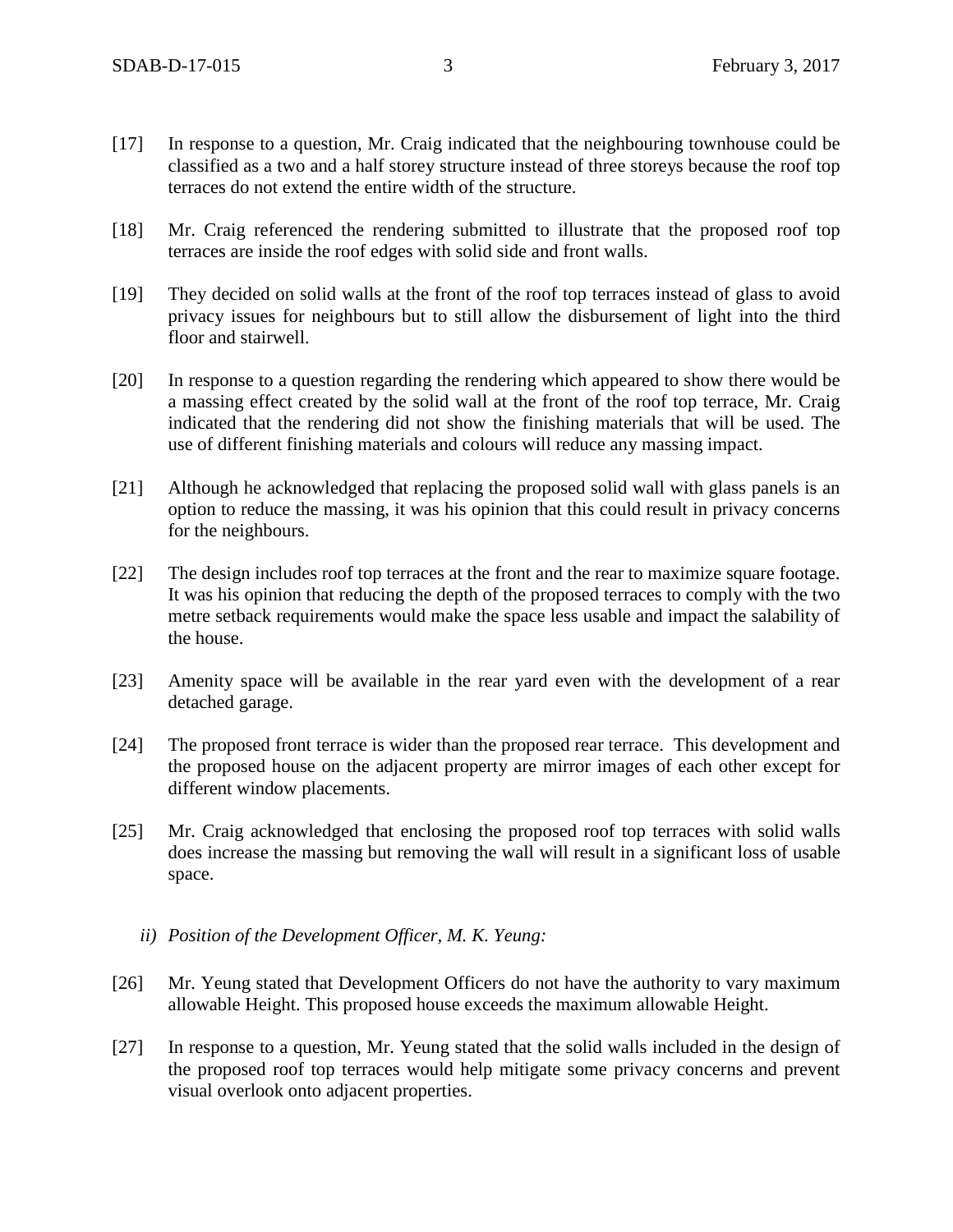[17] In response to a question, Mr. Craig indicated that the neighbouring townhouse could be classified as a two and a half storey structure instead of three storeys because the roof top terraces do not extend the entire width of the structure.

[18] Mr. Craig referenced the rendering submitted to illustrate that the proposed roof top terraces are inside the roof edges with solid side and front walls.

[19] They decided on solid walls at the front of the roof top terraces instead of glass to avoid privacy issues for neighbours but to still allow the disbursement of light into the third floor and stairwell.

[20] In response to a question regarding the rendering which appeared to show there would be a massing effect created by the solid wall at the front of the roof top terrace, Mr. Craig indicated that the rendering did not show the finishing materials that will be used. The use of different finishing materials and colours will reduce any massing impact.

[21] Although he acknowledged that replacing the proposed solid wall with glass panels is an option to reduce the massing, it was his opinion that this could result in privacy concerns for the neighbours.

[22] The design includes roof top terraces at the front and the rear to maximize square footage. It was his opinion that reducing the depth of the proposed terraces to comply with the two metre setback requirements would make the space less usable and impact the salability of the house.

[23] Amenity space will be available in the rear yard even with the development of a rear detached garage.

[24] The proposed front terrace is wider than the proposed rear terrace. This development and the proposed house on the adjacent property are mirror images of each other except for different window placements.

[25] Mr. Craig acknowledged that enclosing the proposed roof top terraces with solid walls does increase the massing but removing the wall will result in a significant loss of usable space.

*ii) Position of the Development Officer, M. K. Yeung:*

[26] Mr. Yeung stated that Development Officers do not have the authority to vary maximum allowable Height. This proposed house exceeds the maximum allowable Height.

[27] In response to a question, Mr. Yeung stated that the solid walls included in the design of the proposed roof top terraces would help mitigate some privacy concerns and prevent visual overlook onto adjacent properties.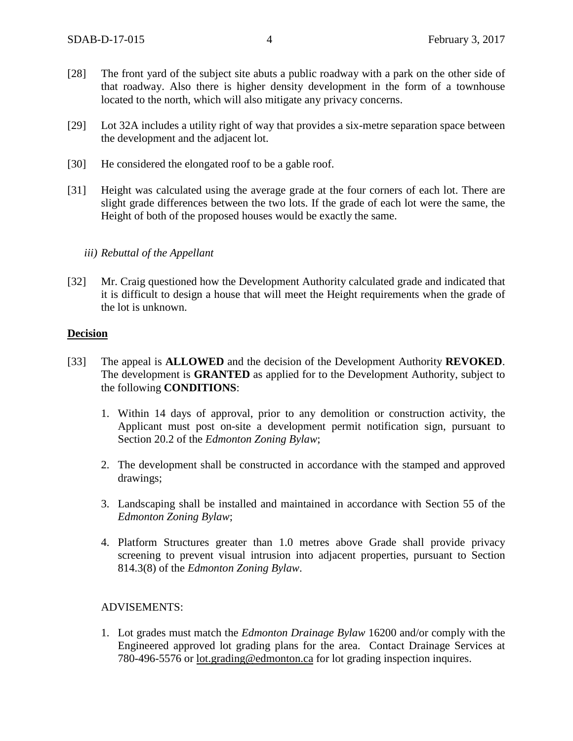[28] The front yard of the subject site abuts a public roadway with a park on the other side of that roadway. Also there is higher density development in the form of a townhouse located to the north, which will also mitigate any privacy concerns.

[29] Lot 32A includes a utility right of way that provides a six-metre separation space between the development and the adjacent lot.

[30] He considered the elongated roof to be a gable roof.

[31] Height was calculated using the average grade at the four corners of each lot. There are slight grade differences between the two lots. If the grade of each lot were the same, the Height of both of the proposed houses would be exactly the same.

*iii) Rebuttal of the Appellant*

[32] Mr. Craig questioned how the Development Authority calculated grade and indicated that it is difficult to design a house that will meet the Height requirements when the grade of the lot is unknown.

**Decision**

[33] The appeal is **ALLOWED** and the decision of the Development Authority **REVOKED**. The development is **GRANTED** as applied for to the Development Authority, subject to the following **CONDITIONS**:

1. Within 14 days of approval, prior to any demolition or construction activity, the Applicant must post on-site a development permit notification sign, pursuant to Section 20.2 of the *Edmonton Zoning Bylaw*;

2. The development shall be constructed in accordance with the stamped and approved drawings;

3. Landscaping shall be installed and maintained in accordance with Section 55 of the *Edmonton Zoning Bylaw*;

4. Platform Structures greater than 1.0 metres above Grade shall provide privacy screening to prevent visual intrusion into adjacent properties, pursuant to Section 814.3(8) of the *Edmonton Zoning Bylaw*.

ADVISEMENTS:

1. Lot grades must match the *Edmonton Drainage Bylaw* 16200 and/or comply with the Engineered approved lot grading plans for the area. Contact Drainage Services at 780-496-5576 or lot.grading@edmonton.ca for lot grading inspection inquires.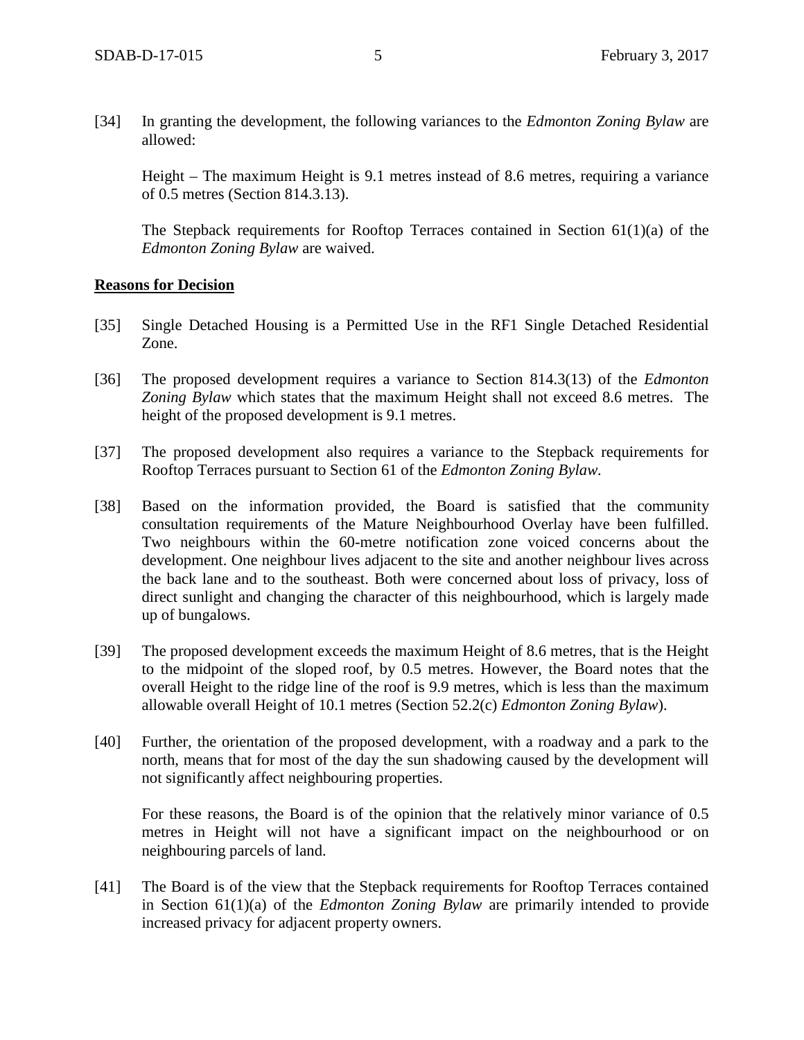[34] In granting the development, the following variances to the *Edmonton Zoning Bylaw* are allowed:

Height – The maximum Height is 9.1 metres instead of 8.6 metres, requiring a variance of 0.5 metres (Section 814.3.13).

The Stepback requirements for Rooftop Terraces contained in Section 61(1)(a) of the *Edmonton Zoning Bylaw* are waived.

**Reasons for Decision**

[35] Single Detached Housing is a Permitted Use in the RF1 Single Detached Residential Zone.

[36] The proposed development requires a variance to Section 814.3(13) of the *Edmonton Zoning Bylaw* which states that the maximum Height shall not exceed 8.6 metres. The height of the proposed development is 9.1 metres.

[37] The proposed development also requires a variance to the Stepback requirements for Rooftop Terraces pursuant to Section 61 of the *Edmonton Zoning Bylaw*.

[38] Based on the information provided, the Board is satisfied that the community consultation requirements of the Mature Neighbourhood Overlay have been fulfilled. Two neighbours within the 60-metre notification zone voiced concerns about the development. One neighbour lives adjacent to the site and another neighbour lives across the back lane and to the southeast. Both were concerned about loss of privacy, loss of direct sunlight and changing the character of this neighbourhood, which is largely made up of bungalows.

[39] The proposed development exceeds the maximum Height of 8.6 metres, that is the Height to the midpoint of the sloped roof, by 0.5 metres. However, the Board notes that the overall Height to the ridge line of the roof is 9.9 metres, which is less than the maximum allowable overall Height of 10.1 metres (Section 52.2(c) *Edmonton Zoning Bylaw*).

[40] Further, the orientation of the proposed development, with a roadway and a park to the north, means that for most of the day the sun shadowing caused by the development will not significantly affect neighbouring properties.

For these reasons, the Board is of the opinion that the relatively minor variance of 0.5 metres in Height will not have a significant impact on the neighbourhood or on neighbouring parcels of land.

[41] The Board is of the view that the Stepback requirements for Rooftop Terraces contained in Section 61(1)(a) of the *Edmonton Zoning Bylaw* are primarily intended to provide increased privacy for adjacent property owners.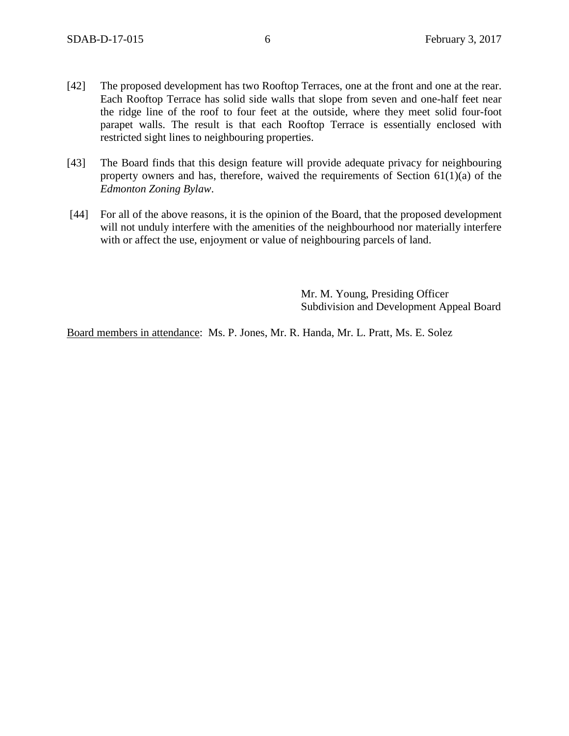[42] The proposed development has two Rooftop Terraces, one at the front and one at the rear. Each Rooftop Terrace has solid side walls that slope from seven and one-half feet near the ridge line of the roof to four feet at the outside, where they meet solid four-foot parapet walls. The result is that each Rooftop Terrace is essentially enclosed with restricted sight lines to neighbouring properties.

[43] The Board finds that this design feature will provide adequate privacy for neighbouring property owners and has, therefore, waived the requirements of Section 61(1)(a) of the *Edmonton Zoning Bylaw*.

[44] For all of the above reasons, it is the opinion of the Board, that the proposed development will not unduly interfere with the amenities of the neighbourhood nor materially interfere with or affect the use, enjoyment or value of neighbouring parcels of land.

Mr. M. Young, Presiding Officer
Subdivision and Development Appeal Board

Board members in attendance: Ms. P. Jones, Mr. R. Handa, Mr. L. Pratt, Ms. E. Solez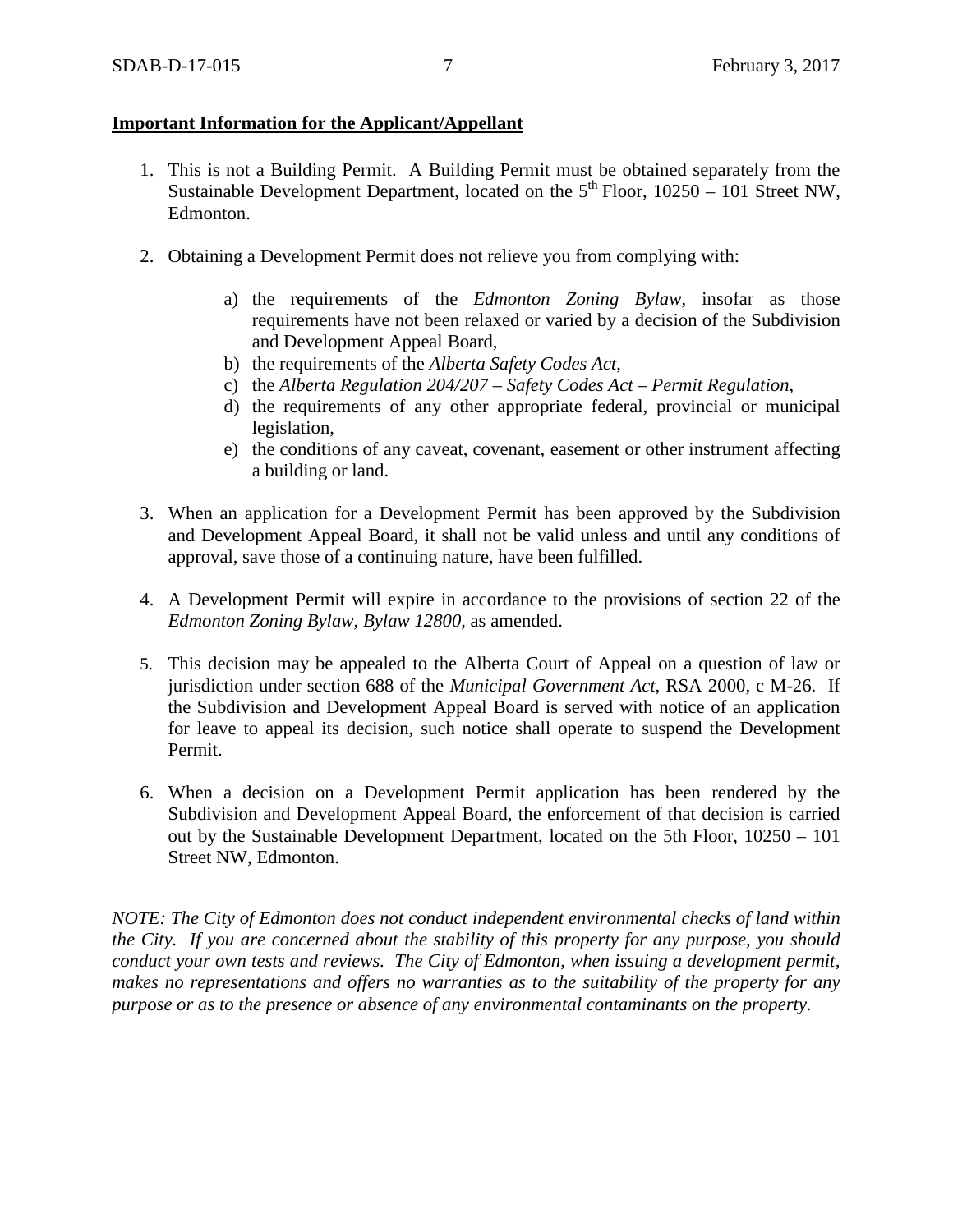**Important Information for the Applicant/Appellant**

1. This is not a Building Permit. A Building Permit must be obtained separately from the Sustainable Development Department, located on the 5th Floor, 10250 – 101 Street NW, Edmonton.

2. Obtaining a Development Permit does not relieve you from complying with:

   a) the requirements of the *Edmonton Zoning Bylaw*, insofar as those requirements have not been relaxed or varied by a decision of the Subdivision and Development Appeal Board,
   b) the requirements of the *Alberta Safety Codes Act*,
   c) the *Alberta Regulation 204/207 – Safety Codes Act – Permit Regulation*,
   d) the requirements of any other appropriate federal, provincial or municipal legislation,
   e) the conditions of any caveat, covenant, easement or other instrument affecting a building or land.

3. When an application for a Development Permit has been approved by the Subdivision and Development Appeal Board, it shall not be valid unless and until any conditions of approval, save those of a continuing nature, have been fulfilled.

4. A Development Permit will expire in accordance to the provisions of section 22 of the *Edmonton Zoning Bylaw, Bylaw 12800*, as amended.

5. This decision may be appealed to the Alberta Court of Appeal on a question of law or jurisdiction under section 688 of the *Municipal Government Act*, RSA 2000, c M-26. If the Subdivision and Development Appeal Board is served with notice of an application for leave to appeal its decision, such notice shall operate to suspend the Development Permit.

6. When a decision on a Development Permit application has been rendered by the Subdivision and Development Appeal Board, the enforcement of that decision is carried out by the Sustainable Development Department, located on the 5th Floor, 10250 – 101 Street NW, Edmonton.

*NOTE: The City of Edmonton does not conduct independent environmental checks of land within the City. If you are concerned about the stability of this property for any purpose, you should conduct your own tests and reviews. The City of Edmonton, when issuing a development permit, makes no representations and offers no warranties as to the suitability of the property for any purpose or as to the presence or absence of any environmental contaminants on the property.*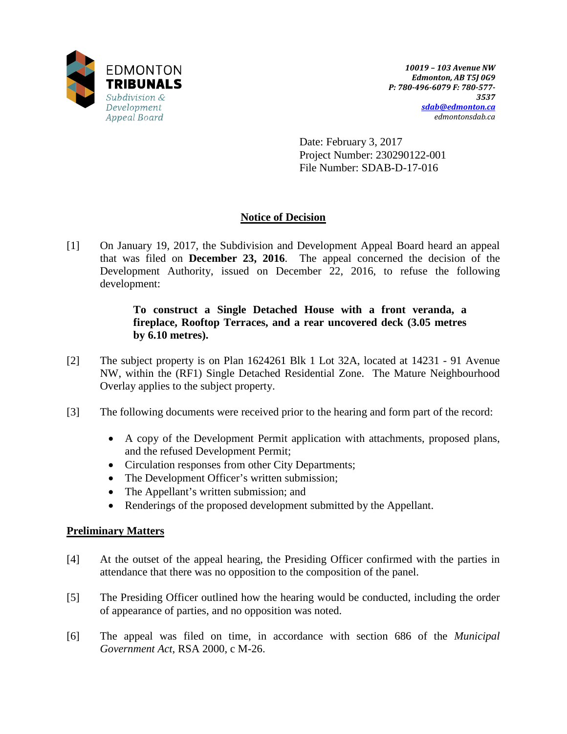EDMONTON
**TRIBUNALS**
*Subdivision & Development Appeal Board*

***10019 – 103 Avenue NW***
***Edmonton, AB T5J 0G9***
***P: 780-496-6079 F: 780-577-3537***
***sdab@edmonton.ca***
*edmontonsdab.ca*

Date: February 3, 2017
Project Number: 230290122-001
File Number: SDAB-D-17-016

## Notice of Decision

[1] On January 19, 2017, the Subdivision and Development Appeal Board heard an appeal that was filed on **December 23, 2016**. The appeal concerned the decision of the Development Authority, issued on December 22, 2016, to refuse the following development:

> **To construct a Single Detached House with a front veranda, a fireplace, Rooftop Terraces, and a rear uncovered deck (3.05 metres by 6.10 metres).**

[2] The subject property is on Plan 1624261 Blk 1 Lot 32A, located at 14231 - 91 Avenue NW, within the (RF1) Single Detached Residential Zone. The Mature Neighbourhood Overlay applies to the subject property.

[3] The following documents were received prior to the hearing and form part of the record:

- A copy of the Development Permit application with attachments, proposed plans, and the refused Development Permit;
- Circulation responses from other City Departments;
- The Development Officer's written submission;
- The Appellant's written submission; and
- Renderings of the proposed development submitted by the Appellant.

### Preliminary Matters

[4] At the outset of the appeal hearing, the Presiding Officer confirmed with the parties in attendance that there was no opposition to the composition of the panel.

[5] The Presiding Officer outlined how the hearing would be conducted, including the order of appearance of parties, and no opposition was noted.

[6] The appeal was filed on time, in accordance with section 686 of the *Municipal Government Act*, RSA 2000, c M-26.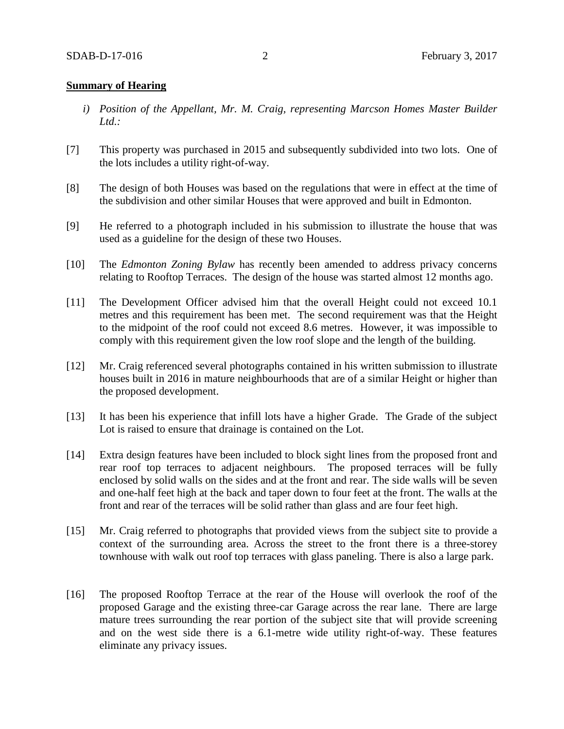**Summary of Hearing**

*i) Position of the Appellant, Mr. M. Craig, representing Marcson Homes Master Builder Ltd.:*

[7] This property was purchased in 2015 and subsequently subdivided into two lots. One of the lots includes a utility right-of-way.

[8] The design of both Houses was based on the regulations that were in effect at the time of the subdivision and other similar Houses that were approved and built in Edmonton.

[9] He referred to a photograph included in his submission to illustrate the house that was used as a guideline for the design of these two Houses.

[10] The *Edmonton Zoning Bylaw* has recently been amended to address privacy concerns relating to Rooftop Terraces. The design of the house was started almost 12 months ago.

[11] The Development Officer advised him that the overall Height could not exceed 10.1 metres and this requirement has been met. The second requirement was that the Height to the midpoint of the roof could not exceed 8.6 metres. However, it was impossible to comply with this requirement given the low roof slope and the length of the building.

[12] Mr. Craig referenced several photographs contained in his written submission to illustrate houses built in 2016 in mature neighbourhoods that are of a similar Height or higher than the proposed development.

[13] It has been his experience that infill lots have a higher Grade. The Grade of the subject Lot is raised to ensure that drainage is contained on the Lot.

[14] Extra design features have been included to block sight lines from the proposed front and rear roof top terraces to adjacent neighbours. The proposed terraces will be fully enclosed by solid walls on the sides and at the front and rear. The side walls will be seven and one-half feet high at the back and taper down to four feet at the front. The walls at the front and rear of the terraces will be solid rather than glass and are four feet high.

[15] Mr. Craig referred to photographs that provided views from the subject site to provide a context of the surrounding area. Across the street to the front there is a three-storey townhouse with walk out roof top terraces with glass paneling. There is also a large park.

[16] The proposed Rooftop Terrace at the rear of the House will overlook the roof of the proposed Garage and the existing three-car Garage across the rear lane. There are large mature trees surrounding the rear portion of the subject site that will provide screening and on the west side there is a 6.1-metre wide utility right-of-way. These features eliminate any privacy issues.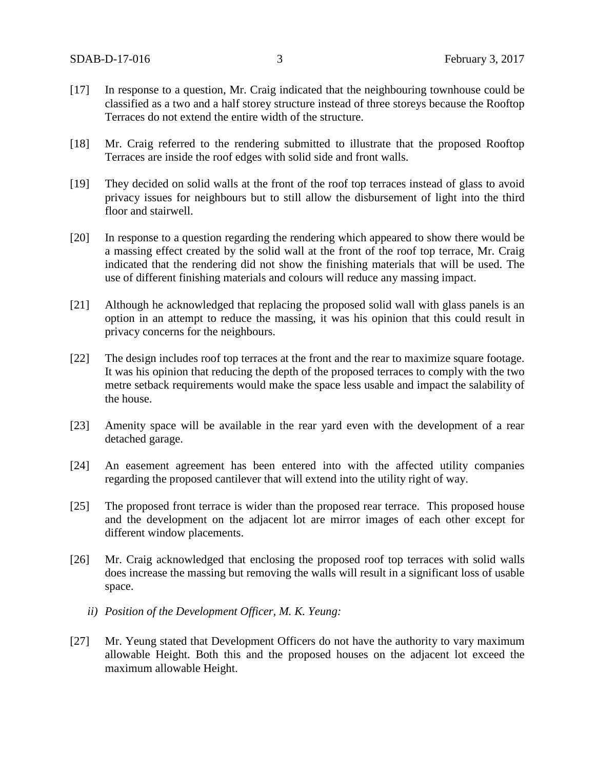[17] In response to a question, Mr. Craig indicated that the neighbouring townhouse could be classified as a two and a half storey structure instead of three storeys because the Rooftop Terraces do not extend the entire width of the structure.

[18] Mr. Craig referred to the rendering submitted to illustrate that the proposed Rooftop Terraces are inside the roof edges with solid side and front walls.

[19] They decided on solid walls at the front of the roof top terraces instead of glass to avoid privacy issues for neighbours but to still allow the disbursement of light into the third floor and stairwell.

[20] In response to a question regarding the rendering which appeared to show there would be a massing effect created by the solid wall at the front of the roof top terrace, Mr. Craig indicated that the rendering did not show the finishing materials that will be used. The use of different finishing materials and colours will reduce any massing impact.

[21] Although he acknowledged that replacing the proposed solid wall with glass panels is an option in an attempt to reduce the massing, it was his opinion that this could result in privacy concerns for the neighbours.

[22] The design includes roof top terraces at the front and the rear to maximize square footage. It was his opinion that reducing the depth of the proposed terraces to comply with the two metre setback requirements would make the space less usable and impact the salability of the house.

[23] Amenity space will be available in the rear yard even with the development of a rear detached garage.

[24] An easement agreement has been entered into with the affected utility companies regarding the proposed cantilever that will extend into the utility right of way.

[25] The proposed front terrace is wider than the proposed rear terrace. This proposed house and the development on the adjacent lot are mirror images of each other except for different window placements.

[26] Mr. Craig acknowledged that enclosing the proposed roof top terraces with solid walls does increase the massing but removing the walls will result in a significant loss of usable space.

*ii) Position of the Development Officer, M. K. Yeung:*

[27] Mr. Yeung stated that Development Officers do not have the authority to vary maximum allowable Height. Both this and the proposed houses on the adjacent lot exceed the maximum allowable Height.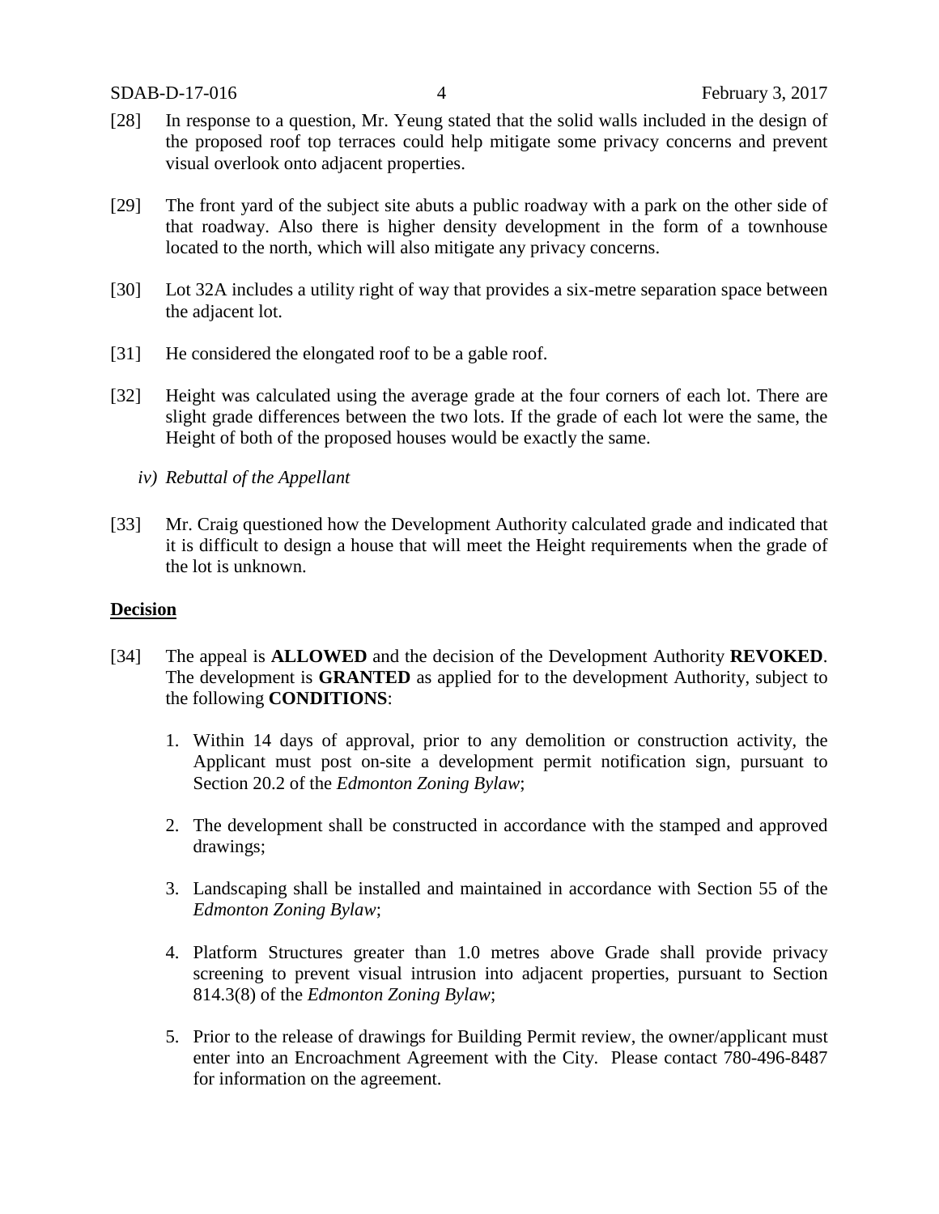[28] In response to a question, Mr. Yeung stated that the solid walls included in the design of the proposed roof top terraces could help mitigate some privacy concerns and prevent visual overlook onto adjacent properties.

[29] The front yard of the subject site abuts a public roadway with a park on the other side of that roadway. Also there is higher density development in the form of a townhouse located to the north, which will also mitigate any privacy concerns.

[30] Lot 32A includes a utility right of way that provides a six-metre separation space between the adjacent lot.

[31] He considered the elongated roof to be a gable roof.

[32] Height was calculated using the average grade at the four corners of each lot. There are slight grade differences between the two lots. If the grade of each lot were the same, the Height of both of the proposed houses would be exactly the same.

*iv) Rebuttal of the Appellant*

[33] Mr. Craig questioned how the Development Authority calculated grade and indicated that it is difficult to design a house that will meet the Height requirements when the grade of the lot is unknown.

## Decision

[34] The appeal is **ALLOWED** and the decision of the Development Authority **REVOKED**. The development is **GRANTED** as applied for to the development Authority, subject to the following **CONDITIONS**:

1. Within 14 days of approval, prior to any demolition or construction activity, the Applicant must post on-site a development permit notification sign, pursuant to Section 20.2 of the *Edmonton Zoning Bylaw*;

2. The development shall be constructed in accordance with the stamped and approved drawings;

3. Landscaping shall be installed and maintained in accordance with Section 55 of the *Edmonton Zoning Bylaw*;

4. Platform Structures greater than 1.0 metres above Grade shall provide privacy screening to prevent visual intrusion into adjacent properties, pursuant to Section 814.3(8) of the *Edmonton Zoning Bylaw*;

5. Prior to the release of drawings for Building Permit review, the owner/applicant must enter into an Encroachment Agreement with the City. Please contact 780-496-8487 for information on the agreement.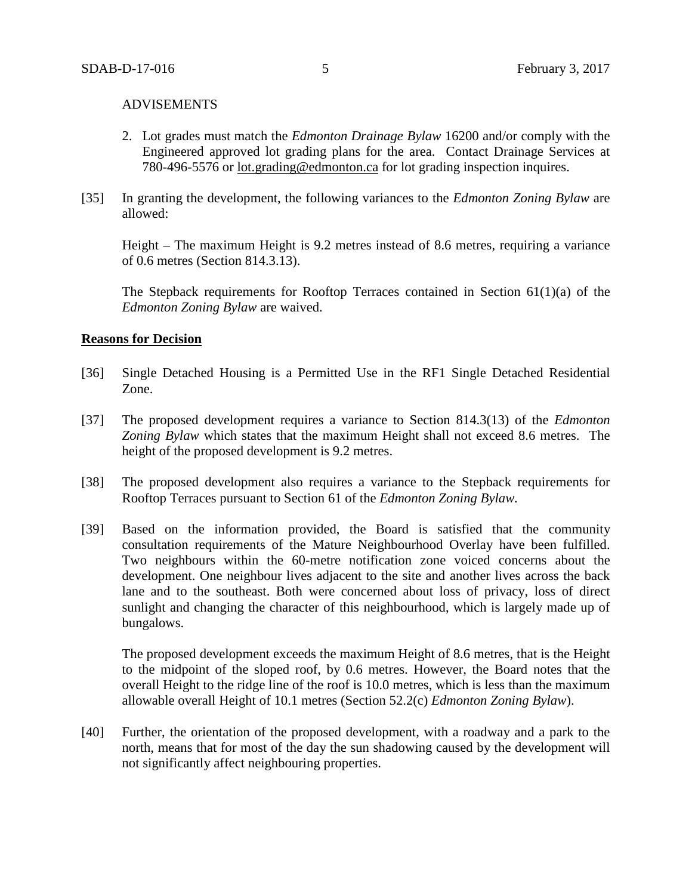ADVISEMENTS

2. Lot grades must match the *Edmonton Drainage Bylaw* 16200 and/or comply with the Engineered approved lot grading plans for the area. Contact Drainage Services at 780-496-5576 or lot.grading@edmonton.ca for lot grading inspection inquires.

[35] In granting the development, the following variances to the *Edmonton Zoning Bylaw* are allowed:

Height – The maximum Height is 9.2 metres instead of 8.6 metres, requiring a variance of 0.6 metres (Section 814.3.13).

The Stepback requirements for Rooftop Terraces contained in Section 61(1)(a) of the *Edmonton Zoning Bylaw* are waived.

**Reasons for Decision**

[36] Single Detached Housing is a Permitted Use in the RF1 Single Detached Residential Zone.

[37] The proposed development requires a variance to Section 814.3(13) of the *Edmonton Zoning Bylaw* which states that the maximum Height shall not exceed 8.6 metres. The height of the proposed development is 9.2 metres.

[38] The proposed development also requires a variance to the Stepback requirements for Rooftop Terraces pursuant to Section 61 of the *Edmonton Zoning Bylaw.*

[39] Based on the information provided, the Board is satisfied that the community consultation requirements of the Mature Neighbourhood Overlay have been fulfilled. Two neighbours within the 60-metre notification zone voiced concerns about the development. One neighbour lives adjacent to the site and another lives across the back lane and to the southeast. Both were concerned about loss of privacy, loss of direct sunlight and changing the character of this neighbourhood, which is largely made up of bungalows.

The proposed development exceeds the maximum Height of 8.6 metres, that is the Height to the midpoint of the sloped roof, by 0.6 metres. However, the Board notes that the overall Height to the ridge line of the roof is 10.0 metres, which is less than the maximum allowable overall Height of 10.1 metres (Section 52.2(c) *Edmonton Zoning Bylaw*).

[40] Further, the orientation of the proposed development, with a roadway and a park to the north, means that for most of the day the sun shadowing caused by the development will not significantly affect neighbouring properties.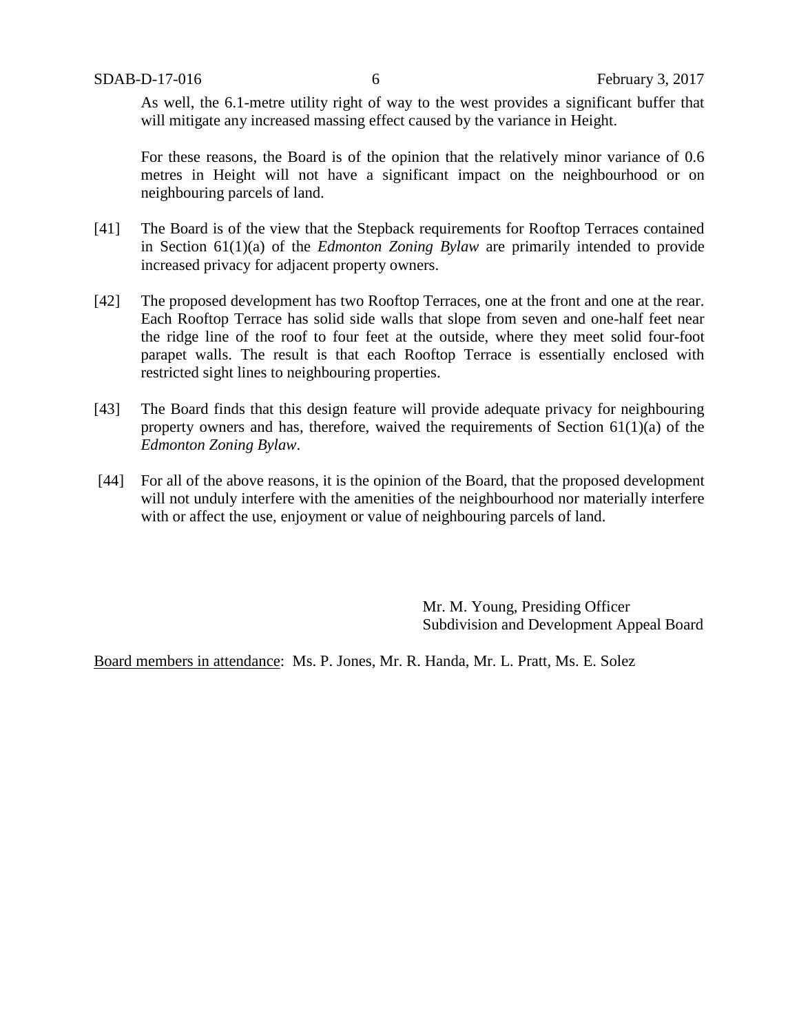As well, the 6.1-metre utility right of way to the west provides a significant buffer that will mitigate any increased massing effect caused by the variance in Height.

For these reasons, the Board is of the opinion that the relatively minor variance of 0.6 metres in Height will not have a significant impact on the neighbourhood or on neighbouring parcels of land.

[41] The Board is of the view that the Stepback requirements for Rooftop Terraces contained in Section 61(1)(a) of the *Edmonton Zoning Bylaw* are primarily intended to provide increased privacy for adjacent property owners.

[42] The proposed development has two Rooftop Terraces, one at the front and one at the rear. Each Rooftop Terrace has solid side walls that slope from seven and one-half feet near the ridge line of the roof to four feet at the outside, where they meet solid four-foot parapet walls. The result is that each Rooftop Terrace is essentially enclosed with restricted sight lines to neighbouring properties.

[43] The Board finds that this design feature will provide adequate privacy for neighbouring property owners and has, therefore, waived the requirements of Section 61(1)(a) of the *Edmonton Zoning Bylaw*.

[44] For all of the above reasons, it is the opinion of the Board, that the proposed development will not unduly interfere with the amenities of the neighbourhood nor materially interfere with or affect the use, enjoyment or value of neighbouring parcels of land.

Mr. M. Young, Presiding Officer
Subdivision and Development Appeal Board

Board members in attendance: Ms. P. Jones, Mr. R. Handa, Mr. L. Pratt, Ms. E. Solez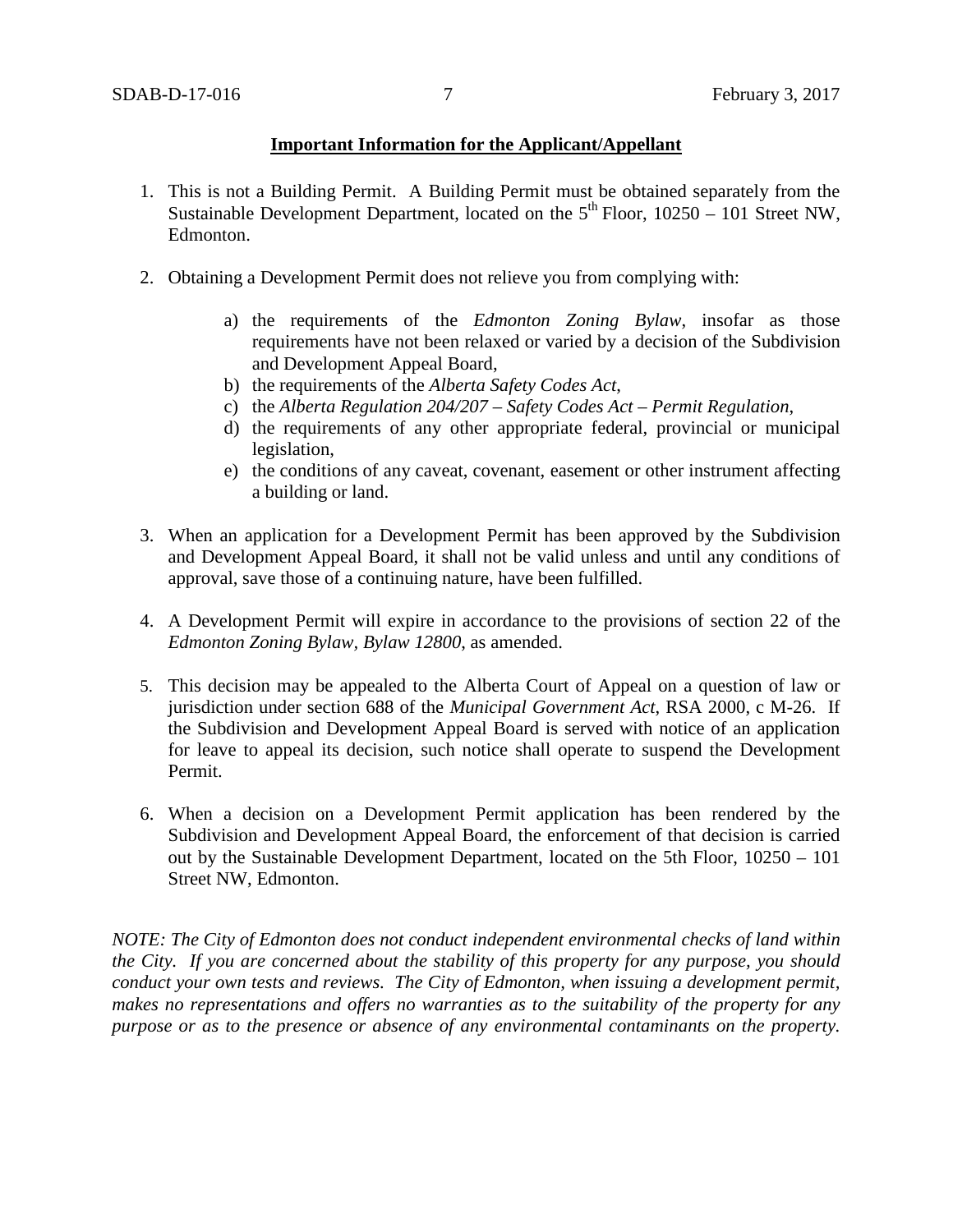**Important Information for the Applicant/Appellant**

1. This is not a Building Permit. A Building Permit must be obtained separately from the Sustainable Development Department, located on the 5th Floor, 10250 – 101 Street NW, Edmonton.

2. Obtaining a Development Permit does not relieve you from complying with:

   a) the requirements of the *Edmonton Zoning Bylaw*, insofar as those requirements have not been relaxed or varied by a decision of the Subdivision and Development Appeal Board,
   b) the requirements of the *Alberta Safety Codes Act*,
   c) the *Alberta Regulation 204/207 – Safety Codes Act – Permit Regulation*,
   d) the requirements of any other appropriate federal, provincial or municipal legislation,
   e) the conditions of any caveat, covenant, easement or other instrument affecting a building or land.

3. When an application for a Development Permit has been approved by the Subdivision and Development Appeal Board, it shall not be valid unless and until any conditions of approval, save those of a continuing nature, have been fulfilled.

4. A Development Permit will expire in accordance to the provisions of section 22 of the *Edmonton Zoning Bylaw, Bylaw 12800*, as amended.

5. This decision may be appealed to the Alberta Court of Appeal on a question of law or jurisdiction under section 688 of the *Municipal Government Act*, RSA 2000, c M-26. If the Subdivision and Development Appeal Board is served with notice of an application for leave to appeal its decision, such notice shall operate to suspend the Development Permit.

6. When a decision on a Development Permit application has been rendered by the Subdivision and Development Appeal Board, the enforcement of that decision is carried out by the Sustainable Development Department, located on the 5th Floor, 10250 – 101 Street NW, Edmonton.

*NOTE: The City of Edmonton does not conduct independent environmental checks of land within the City. If you are concerned about the stability of this property for any purpose, you should conduct your own tests and reviews. The City of Edmonton, when issuing a development permit, makes no representations and offers no warranties as to the suitability of the property for any purpose or as to the presence or absence of any environmental contaminants on the property.*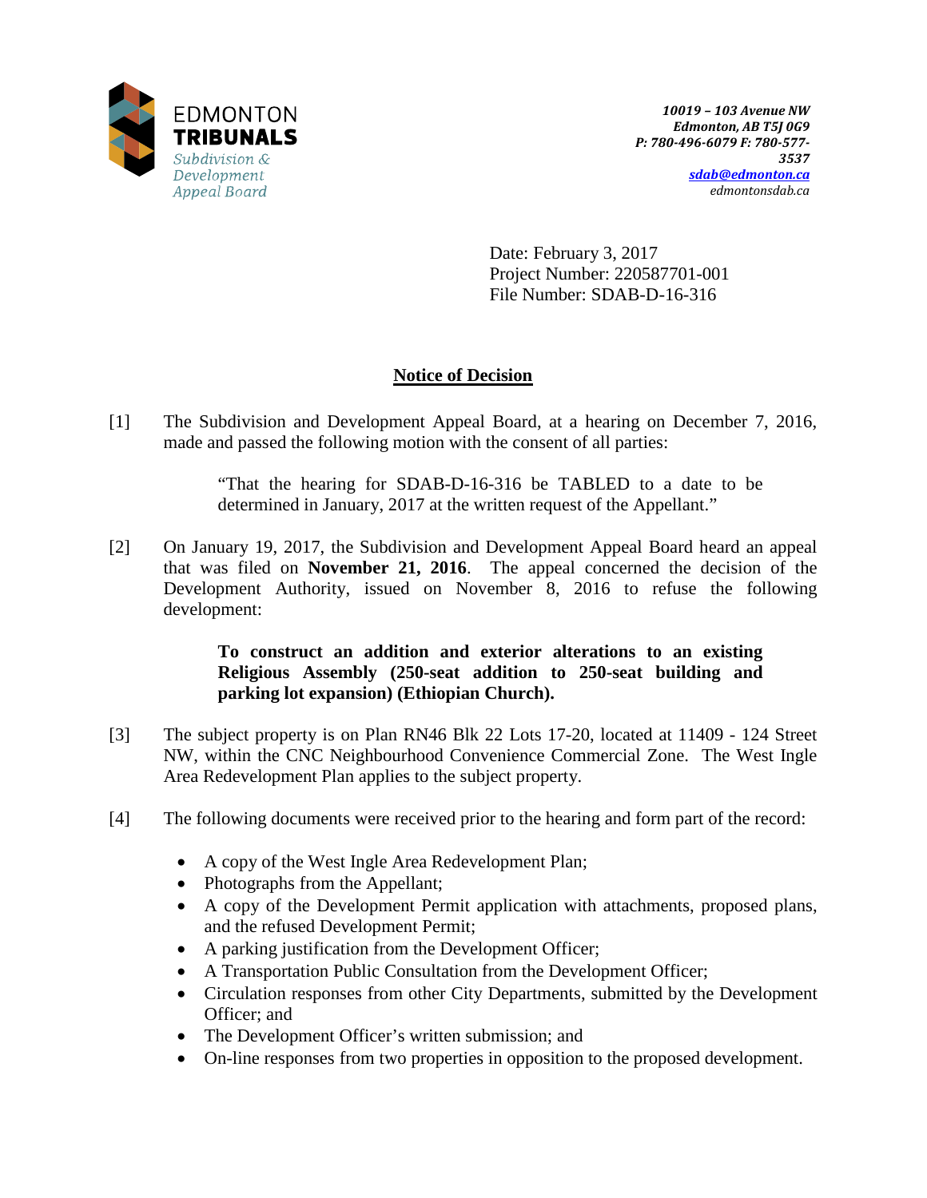EDMONTON
**TRIBUNALS**
*Subdivision & Development Appeal Board*

***10019 – 103 Avenue NW***
***Edmonton, AB T5J 0G9***
***P: 780-496-6079 F: 780-577-3537***
***sdab@edmonton.ca***
*edmontonsdab.ca*

Date: February 3, 2017
Project Number: 220587701-001
File Number: SDAB-D-16-316

## Notice of Decision

[1] The Subdivision and Development Appeal Board, at a hearing on December 7, 2016, made and passed the following motion with the consent of all parties:

> "That the hearing for SDAB-D-16-316 be TABLED to a date to be determined in January, 2017 at the written request of the Appellant."

[2] On January 19, 2017, the Subdivision and Development Appeal Board heard an appeal that was filed on **November 21, 2016**. The appeal concerned the decision of the Development Authority, issued on November 8, 2016 to refuse the following development:

> **To construct an addition and exterior alterations to an existing Religious Assembly (250-seat addition to 250-seat building and parking lot expansion) (Ethiopian Church).**

[3] The subject property is on Plan RN46 Blk 22 Lots 17-20, located at 11409 - 124 Street NW, within the CNC Neighbourhood Convenience Commercial Zone. The West Ingle Area Redevelopment Plan applies to the subject property.

[4] The following documents were received prior to the hearing and form part of the record:

- A copy of the West Ingle Area Redevelopment Plan;
- Photographs from the Appellant;
- A copy of the Development Permit application with attachments, proposed plans, and the refused Development Permit;
- A parking justification from the Development Officer;
- A Transportation Public Consultation from the Development Officer;
- Circulation responses from other City Departments, submitted by the Development Officer; and
- The Development Officer's written submission; and
- On-line responses from two properties in opposition to the proposed development.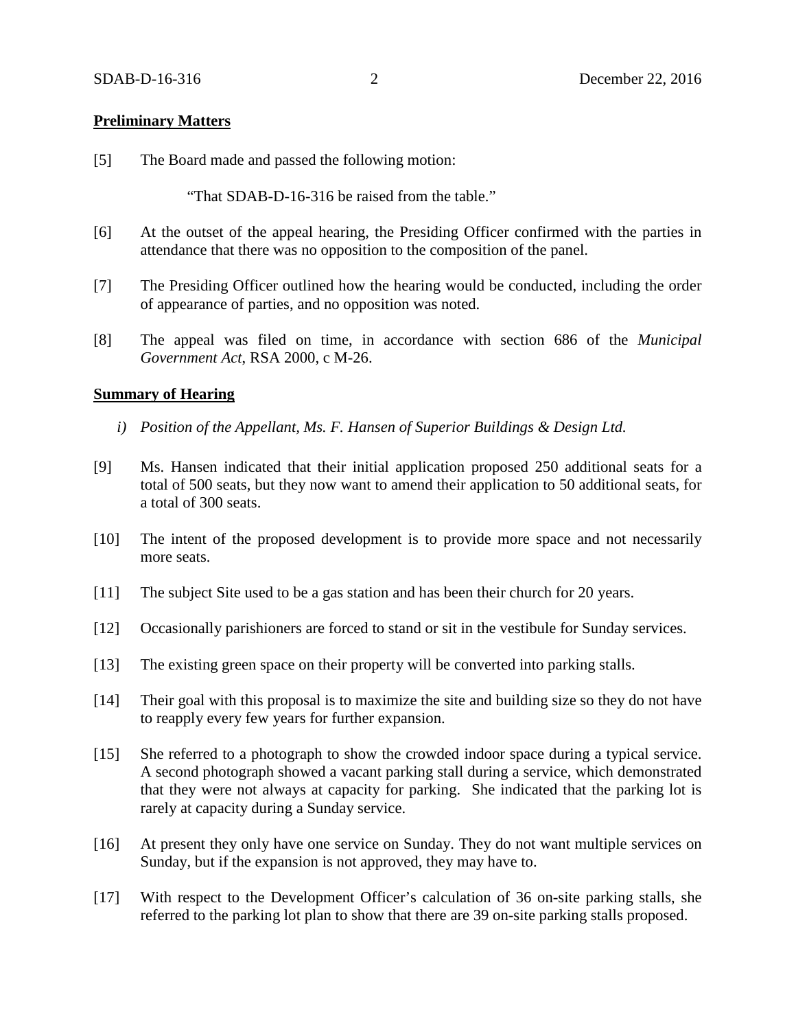**Preliminary Matters**

[5] The Board made and passed the following motion:

"That SDAB-D-16-316 be raised from the table."

[6] At the outset of the appeal hearing, the Presiding Officer confirmed with the parties in attendance that there was no opposition to the composition of the panel.

[7] The Presiding Officer outlined how the hearing would be conducted, including the order of appearance of parties, and no opposition was noted.

[8] The appeal was filed on time, in accordance with section 686 of the *Municipal Government Act*, RSA 2000, c M-26.

**Summary of Hearing**

*i) Position of the Appellant, Ms. F. Hansen of Superior Buildings & Design Ltd.*

[9] Ms. Hansen indicated that their initial application proposed 250 additional seats for a total of 500 seats, but they now want to amend their application to 50 additional seats, for a total of 300 seats.

[10] The intent of the proposed development is to provide more space and not necessarily more seats.

[11] The subject Site used to be a gas station and has been their church for 20 years.

[12] Occasionally parishioners are forced to stand or sit in the vestibule for Sunday services.

[13] The existing green space on their property will be converted into parking stalls.

[14] Their goal with this proposal is to maximize the site and building size so they do not have to reapply every few years for further expansion.

[15] She referred to a photograph to show the crowded indoor space during a typical service. A second photograph showed a vacant parking stall during a service, which demonstrated that they were not always at capacity for parking. She indicated that the parking lot is rarely at capacity during a Sunday service.

[16] At present they only have one service on Sunday. They do not want multiple services on Sunday, but if the expansion is not approved, they may have to.

[17] With respect to the Development Officer's calculation of 36 on-site parking stalls, she referred to the parking lot plan to show that there are 39 on-site parking stalls proposed.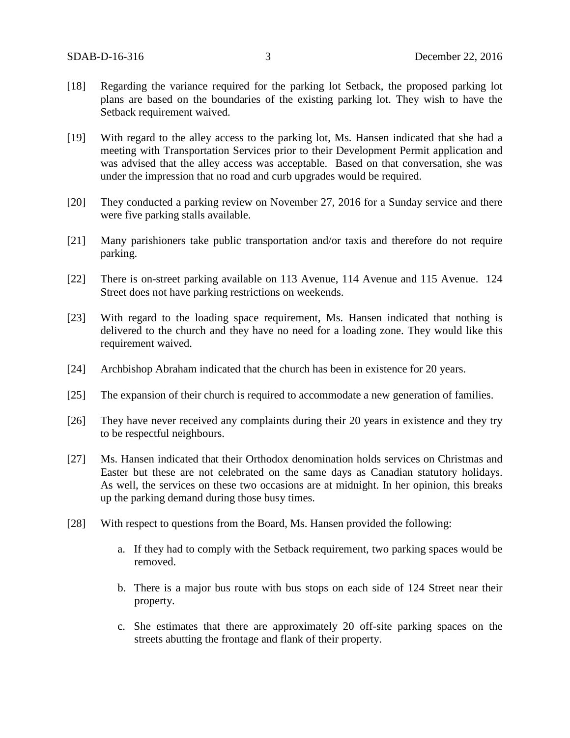[18] Regarding the variance required for the parking lot Setback, the proposed parking lot plans are based on the boundaries of the existing parking lot. They wish to have the Setback requirement waived.

[19] With regard to the alley access to the parking lot, Ms. Hansen indicated that she had a meeting with Transportation Services prior to their Development Permit application and was advised that the alley access was acceptable. Based on that conversation, she was under the impression that no road and curb upgrades would be required.

[20] They conducted a parking review on November 27, 2016 for a Sunday service and there were five parking stalls available.

[21] Many parishioners take public transportation and/or taxis and therefore do not require parking.

[22] There is on-street parking available on 113 Avenue, 114 Avenue and 115 Avenue. 124 Street does not have parking restrictions on weekends.

[23] With regard to the loading space requirement, Ms. Hansen indicated that nothing is delivered to the church and they have no need for a loading zone. They would like this requirement waived.

[24] Archbishop Abraham indicated that the church has been in existence for 20 years.

[25] The expansion of their church is required to accommodate a new generation of families.

[26] They have never received any complaints during their 20 years in existence and they try to be respectful neighbours.

[27] Ms. Hansen indicated that their Orthodox denomination holds services on Christmas and Easter but these are not celebrated on the same days as Canadian statutory holidays. As well, the services on these two occasions are at midnight. In her opinion, this breaks up the parking demand during those busy times.

[28] With respect to questions from the Board, Ms. Hansen provided the following:

a. If they had to comply with the Setback requirement, two parking spaces would be removed.

b. There is a major bus route with bus stops on each side of 124 Street near their property.

c. She estimates that there are approximately 20 off-site parking spaces on the streets abutting the frontage and flank of their property.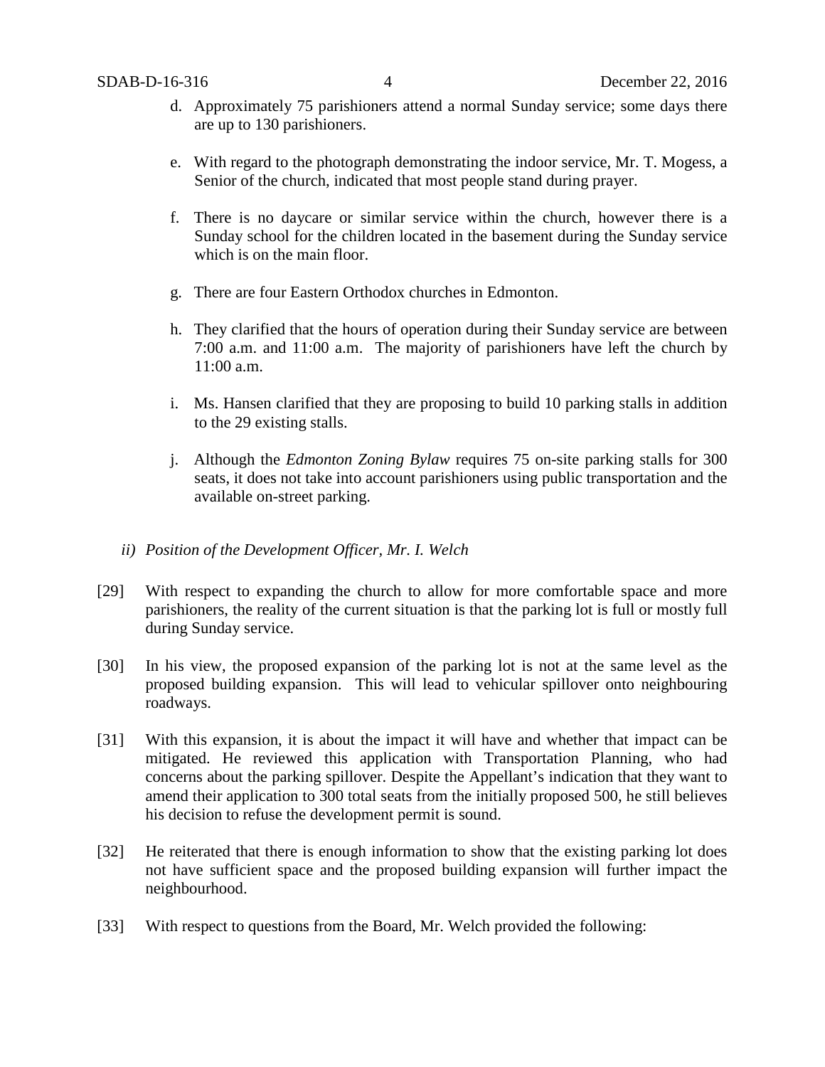d. Approximately 75 parishioners attend a normal Sunday service; some days there are up to 130 parishioners.

e. With regard to the photograph demonstrating the indoor service, Mr. T. Mogess, a Senior of the church, indicated that most people stand during prayer.

f. There is no daycare or similar service within the church, however there is a Sunday school for the children located in the basement during the Sunday service which is on the main floor.

g. There are four Eastern Orthodox churches in Edmonton.

h. They clarified that the hours of operation during their Sunday service are between 7:00 a.m. and 11:00 a.m. The majority of parishioners have left the church by 11:00 a.m.

i. Ms. Hansen clarified that they are proposing to build 10 parking stalls in addition to the 29 existing stalls.

j. Although the *Edmonton Zoning Bylaw* requires 75 on-site parking stalls for 300 seats, it does not take into account parishioners using public transportation and the available on-street parking.

*ii) Position of the Development Officer, Mr. I. Welch*

[29] With respect to expanding the church to allow for more comfortable space and more parishioners, the reality of the current situation is that the parking lot is full or mostly full during Sunday service.

[30] In his view, the proposed expansion of the parking lot is not at the same level as the proposed building expansion. This will lead to vehicular spillover onto neighbouring roadways.

[31] With this expansion, it is about the impact it will have and whether that impact can be mitigated. He reviewed this application with Transportation Planning, who had concerns about the parking spillover. Despite the Appellant's indication that they want to amend their application to 300 total seats from the initially proposed 500, he still believes his decision to refuse the development permit is sound.

[32] He reiterated that there is enough information to show that the existing parking lot does not have sufficient space and the proposed building expansion will further impact the neighbourhood.

[33] With respect to questions from the Board, Mr. Welch provided the following: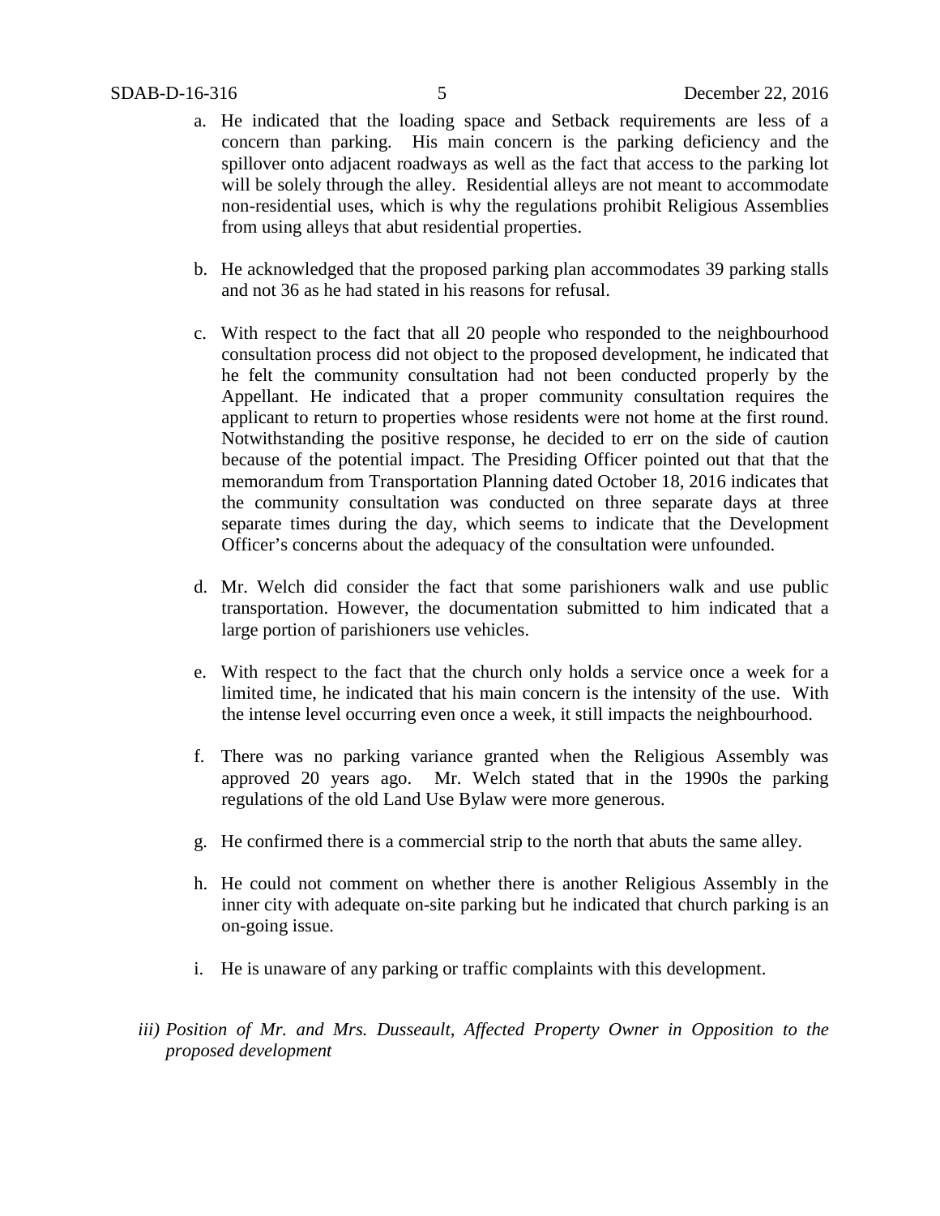a. He indicated that the loading space and Setback requirements are less of a concern than parking. His main concern is the parking deficiency and the spillover onto adjacent roadways as well as the fact that access to the parking lot will be solely through the alley. Residential alleys are not meant to accommodate non-residential uses, which is why the regulations prohibit Religious Assemblies from using alleys that abut residential properties.

b. He acknowledged that the proposed parking plan accommodates 39 parking stalls and not 36 as he had stated in his reasons for refusal.

c. With respect to the fact that all 20 people who responded to the neighbourhood consultation process did not object to the proposed development, he indicated that he felt the community consultation had not been conducted properly by the Appellant. He indicated that a proper community consultation requires the applicant to return to properties whose residents were not home at the first round. Notwithstanding the positive response, he decided to err on the side of caution because of the potential impact. The Presiding Officer pointed out that that the memorandum from Transportation Planning dated October 18, 2016 indicates that the community consultation was conducted on three separate days at three separate times during the day, which seems to indicate that the Development Officer's concerns about the adequacy of the consultation were unfounded.

d. Mr. Welch did consider the fact that some parishioners walk and use public transportation. However, the documentation submitted to him indicated that a large portion of parishioners use vehicles.

e. With respect to the fact that the church only holds a service once a week for a limited time, he indicated that his main concern is the intensity of the use. With the intense level occurring even once a week, it still impacts the neighbourhood.

f. There was no parking variance granted when the Religious Assembly was approved 20 years ago. Mr. Welch stated that in the 1990s the parking regulations of the old Land Use Bylaw were more generous.

g. He confirmed there is a commercial strip to the north that abuts the same alley.

h. He could not comment on whether there is another Religious Assembly in the inner city with adequate on-site parking but he indicated that church parking is an on-going issue.

i. He is unaware of any parking or traffic complaints with this development.

*iii) Position of Mr. and Mrs. Dusseault, Affected Property Owner in Opposition to the proposed development*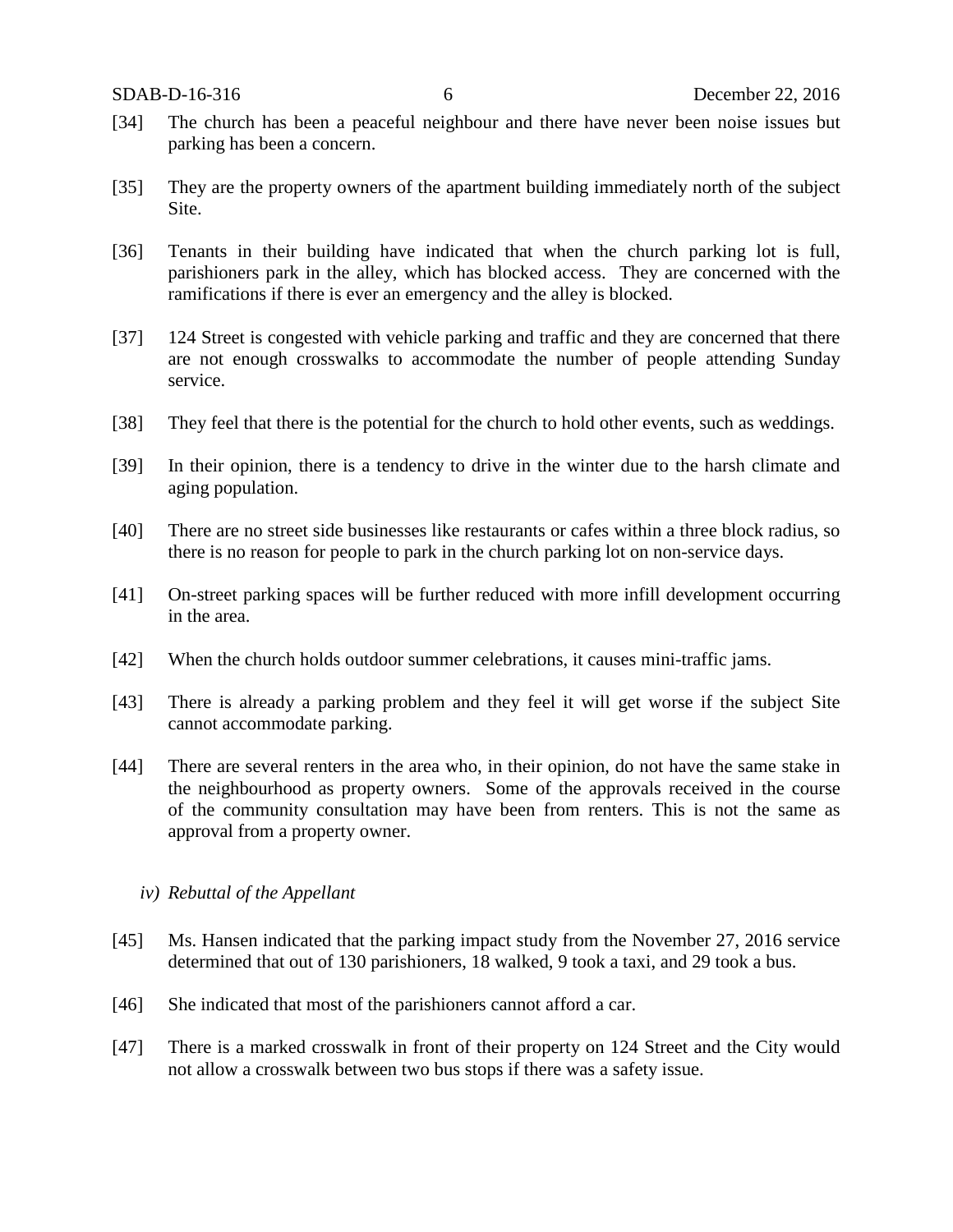[34] The church has been a peaceful neighbour and there have never been noise issues but parking has been a concern.

[35] They are the property owners of the apartment building immediately north of the subject Site.

[36] Tenants in their building have indicated that when the church parking lot is full, parishioners park in the alley, which has blocked access. They are concerned with the ramifications if there is ever an emergency and the alley is blocked.

[37] 124 Street is congested with vehicle parking and traffic and they are concerned that there are not enough crosswalks to accommodate the number of people attending Sunday service.

[38] They feel that there is the potential for the church to hold other events, such as weddings.

[39] In their opinion, there is a tendency to drive in the winter due to the harsh climate and aging population.

[40] There are no street side businesses like restaurants or cafes within a three block radius, so there is no reason for people to park in the church parking lot on non-service days.

[41] On-street parking spaces will be further reduced with more infill development occurring in the area.

[42] When the church holds outdoor summer celebrations, it causes mini-traffic jams.

[43] There is already a parking problem and they feel it will get worse if the subject Site cannot accommodate parking.

[44] There are several renters in the area who, in their opinion, do not have the same stake in the neighbourhood as property owners. Some of the approvals received in the course of the community consultation may have been from renters. This is not the same as approval from a property owner.

*iv) Rebuttal of the Appellant*

[45] Ms. Hansen indicated that the parking impact study from the November 27, 2016 service determined that out of 130 parishioners, 18 walked, 9 took a taxi, and 29 took a bus.

[46] She indicated that most of the parishioners cannot afford a car.

[47] There is a marked crosswalk in front of their property on 124 Street and the City would not allow a crosswalk between two bus stops if there was a safety issue.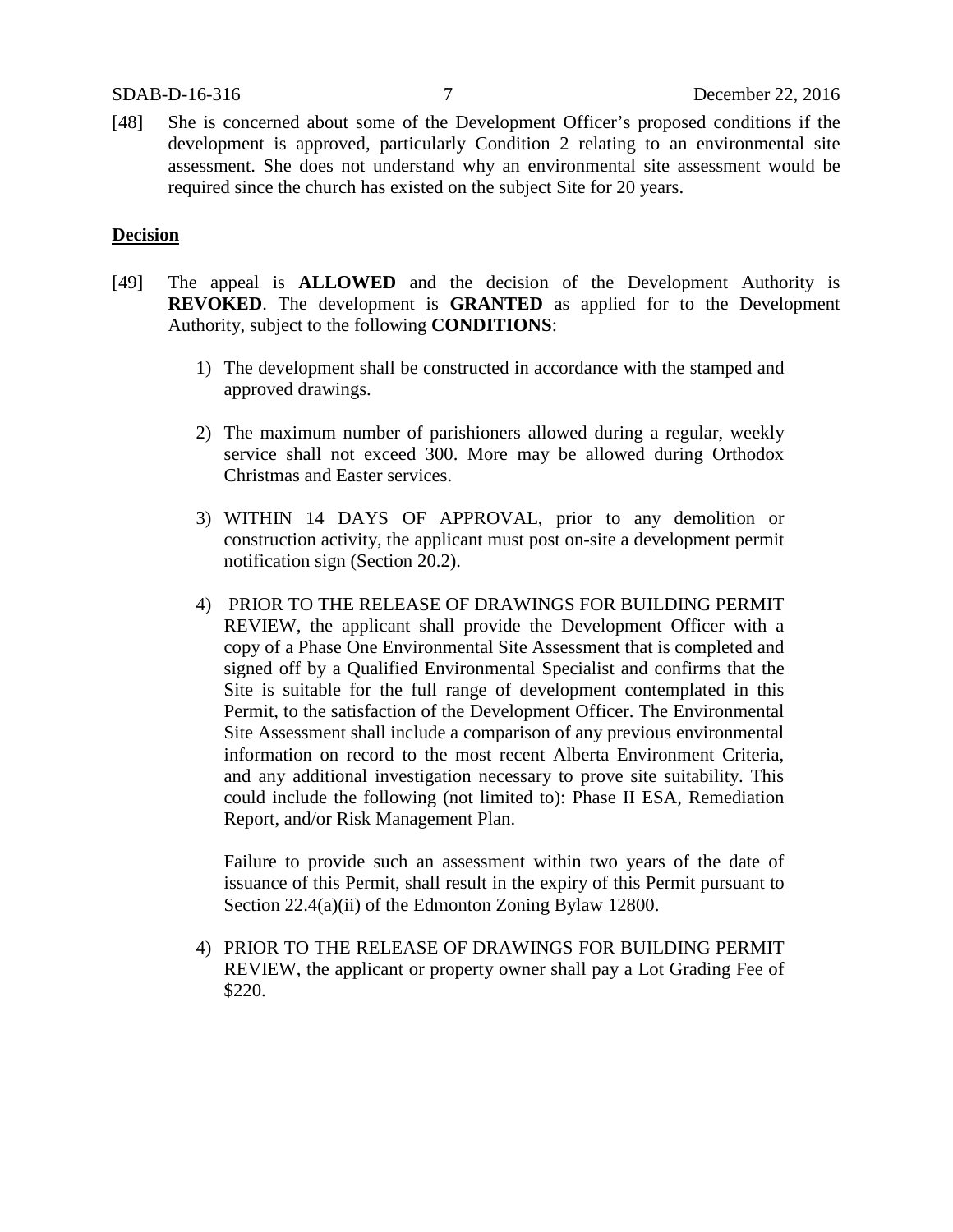[48] She is concerned about some of the Development Officer's proposed conditions if the development is approved, particularly Condition 2 relating to an environmental site assessment. She does not understand why an environmental site assessment would be required since the church has existed on the subject Site for 20 years.

**Decision**

[49] The appeal is **ALLOWED** and the decision of the Development Authority is **REVOKED**. The development is **GRANTED** as applied for to the Development Authority, subject to the following **CONDITIONS**:

1) The development shall be constructed in accordance with the stamped and approved drawings.

2) The maximum number of parishioners allowed during a regular, weekly service shall not exceed 300. More may be allowed during Orthodox Christmas and Easter services.

3) WITHIN 14 DAYS OF APPROVAL, prior to any demolition or construction activity, the applicant must post on-site a development permit notification sign (Section 20.2).

4) PRIOR TO THE RELEASE OF DRAWINGS FOR BUILDING PERMIT REVIEW, the applicant shall provide the Development Officer with a copy of a Phase One Environmental Site Assessment that is completed and signed off by a Qualified Environmental Specialist and confirms that the Site is suitable for the full range of development contemplated in this Permit, to the satisfaction of the Development Officer. The Environmental Site Assessment shall include a comparison of any previous environmental information on record to the most recent Alberta Environment Criteria, and any additional investigation necessary to prove site suitability. This could include the following (not limited to): Phase II ESA, Remediation Report, and/or Risk Management Plan.

   Failure to provide such an assessment within two years of the date of issuance of this Permit, shall result in the expiry of this Permit pursuant to Section 22.4(a)(ii) of the Edmonton Zoning Bylaw 12800.

4) PRIOR TO THE RELEASE OF DRAWINGS FOR BUILDING PERMIT REVIEW, the applicant or property owner shall pay a Lot Grading Fee of $220.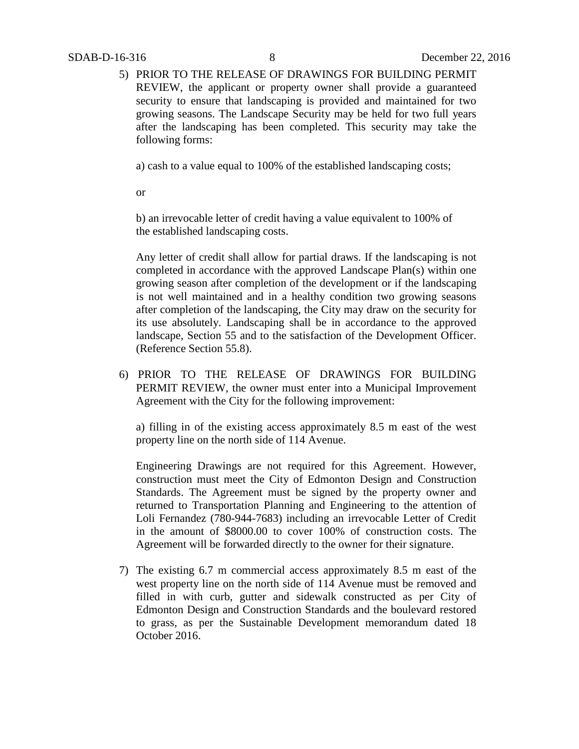5) PRIOR TO THE RELEASE OF DRAWINGS FOR BUILDING PERMIT REVIEW, the applicant or property owner shall provide a guaranteed security to ensure that landscaping is provided and maintained for two growing seasons. The Landscape Security may be held for two full years after the landscaping has been completed. This security may take the following forms:

   a) cash to a value equal to 100% of the established landscaping costs;

   or

   b) an irrevocable letter of credit having a value equivalent to 100% of the established landscaping costs.

   Any letter of credit shall allow for partial draws. If the landscaping is not completed in accordance with the approved Landscape Plan(s) within one growing season after completion of the development or if the landscaping is not well maintained and in a healthy condition two growing seasons after completion of the landscaping, the City may draw on the security for its use absolutely. Landscaping shall be in accordance to the approved landscape, Section 55 and to the satisfaction of the Development Officer. (Reference Section 55.8).

6) PRIOR TO THE RELEASE OF DRAWINGS FOR BUILDING PERMIT REVIEW, the owner must enter into a Municipal Improvement Agreement with the City for the following improvement:

   a) filling in of the existing access approximately 8.5 m east of the west property line on the north side of 114 Avenue.

   Engineering Drawings are not required for this Agreement. However, construction must meet the City of Edmonton Design and Construction Standards. The Agreement must be signed by the property owner and returned to Transportation Planning and Engineering to the attention of Loli Fernandez (780-944-7683) including an irrevocable Letter of Credit in the amount of $8000.00 to cover 100% of construction costs. The Agreement will be forwarded directly to the owner for their signature.

7) The existing 6.7 m commercial access approximately 8.5 m east of the west property line on the north side of 114 Avenue must be removed and filled in with curb, gutter and sidewalk constructed as per City of Edmonton Design and Construction Standards and the boulevard restored to grass, as per the Sustainable Development memorandum dated 18 October 2016.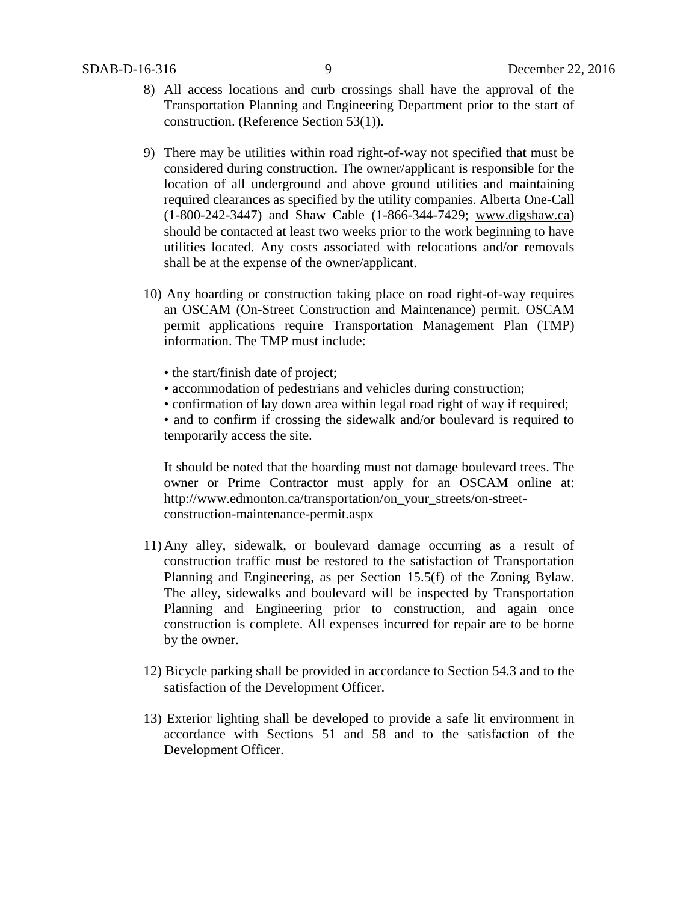8) All access locations and curb crossings shall have the approval of the Transportation Planning and Engineering Department prior to the start of construction. (Reference Section 53(1)).

9) There may be utilities within road right-of-way not specified that must be considered during construction. The owner/applicant is responsible for the location of all underground and above ground utilities and maintaining required clearances as specified by the utility companies. Alberta One-Call (1-800-242-3447) and Shaw Cable (1-866-344-7429; www.digshaw.ca) should be contacted at least two weeks prior to the work beginning to have utilities located. Any costs associated with relocations and/or removals shall be at the expense of the owner/applicant.

10) Any hoarding or construction taking place on road right-of-way requires an OSCAM (On-Street Construction and Maintenance) permit. OSCAM permit applications require Transportation Management Plan (TMP) information. The TMP must include:

    - the start/finish date of project;
    - accommodation of pedestrians and vehicles during construction;
    - confirmation of lay down area within legal road right of way if required;
    - and to confirm if crossing the sidewalk and/or boulevard is required to temporarily access the site.

    It should be noted that the hoarding must not damage boulevard trees. The owner or Prime Contractor must apply for an OSCAM online at: http://www.edmonton.ca/transportation/on_your_streets/on-street-construction-maintenance-permit.aspx

11) Any alley, sidewalk, or boulevard damage occurring as a result of construction traffic must be restored to the satisfaction of Transportation Planning and Engineering, as per Section 15.5(f) of the Zoning Bylaw. The alley, sidewalks and boulevard will be inspected by Transportation Planning and Engineering prior to construction, and again once construction is complete. All expenses incurred for repair are to be borne by the owner.

12) Bicycle parking shall be provided in accordance to Section 54.3 and to the satisfaction of the Development Officer.

13) Exterior lighting shall be developed to provide a safe lit environment in accordance with Sections 51 and 58 and to the satisfaction of the Development Officer.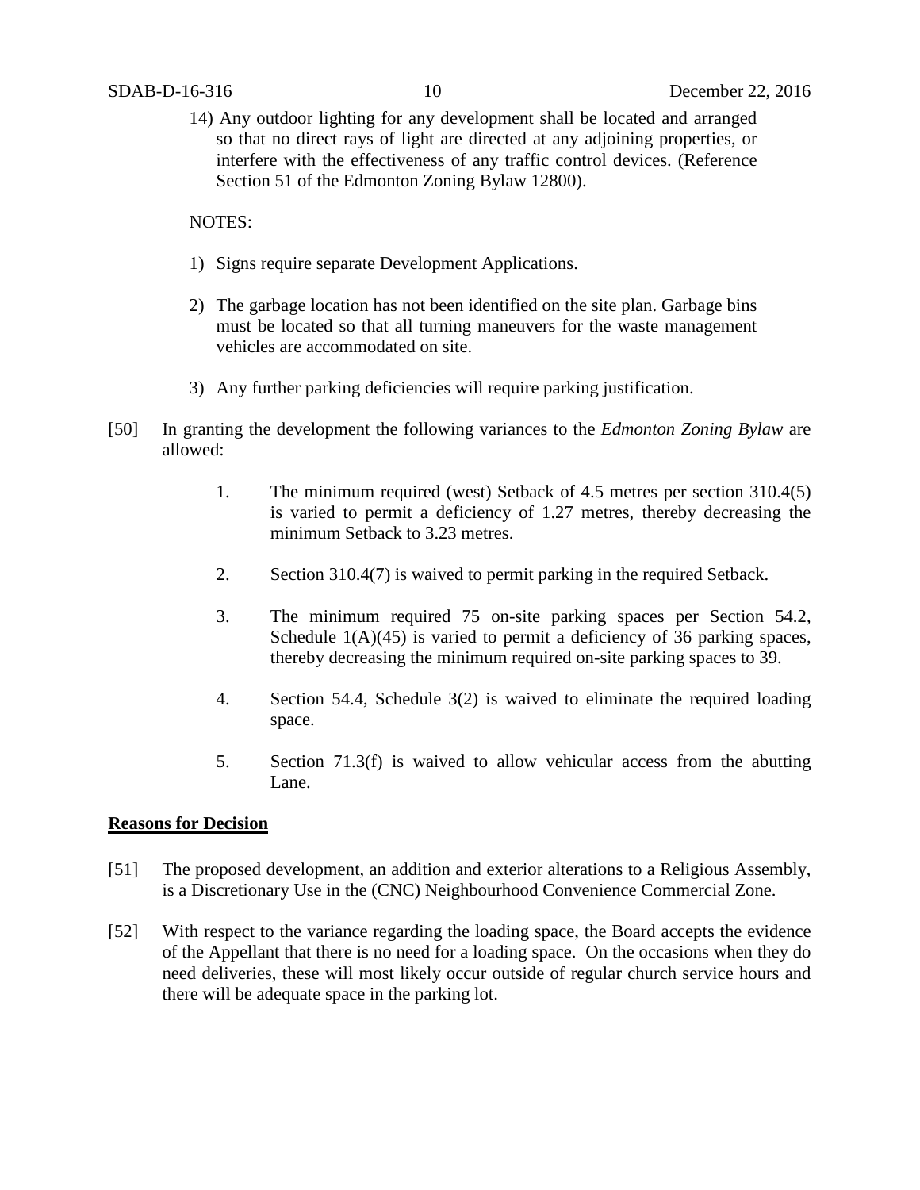14) Any outdoor lighting for any development shall be located and arranged so that no direct rays of light are directed at any adjoining properties, or interfere with the effectiveness of any traffic control devices. (Reference Section 51 of the Edmonton Zoning Bylaw 12800).

NOTES:

1) Signs require separate Development Applications.

2) The garbage location has not been identified on the site plan. Garbage bins must be located so that all turning maneuvers for the waste management vehicles are accommodated on site.

3) Any further parking deficiencies will require parking justification.

[50] In granting the development the following variances to the *Edmonton Zoning Bylaw* are allowed:

1. The minimum required (west) Setback of 4.5 metres per section 310.4(5) is varied to permit a deficiency of 1.27 metres, thereby decreasing the minimum Setback to 3.23 metres.

2. Section 310.4(7) is waived to permit parking in the required Setback.

3. The minimum required 75 on-site parking spaces per Section 54.2, Schedule 1(A)(45) is varied to permit a deficiency of 36 parking spaces, thereby decreasing the minimum required on-site parking spaces to 39.

4. Section 54.4, Schedule 3(2) is waived to eliminate the required loading space.

5. Section 71.3(f) is waived to allow vehicular access from the abutting Lane.

**Reasons for Decision**

[51] The proposed development, an addition and exterior alterations to a Religious Assembly, is a Discretionary Use in the (CNC) Neighbourhood Convenience Commercial Zone.

[52] With respect to the variance regarding the loading space, the Board accepts the evidence of the Appellant that there is no need for a loading space. On the occasions when they do need deliveries, these will most likely occur outside of regular church service hours and there will be adequate space in the parking lot.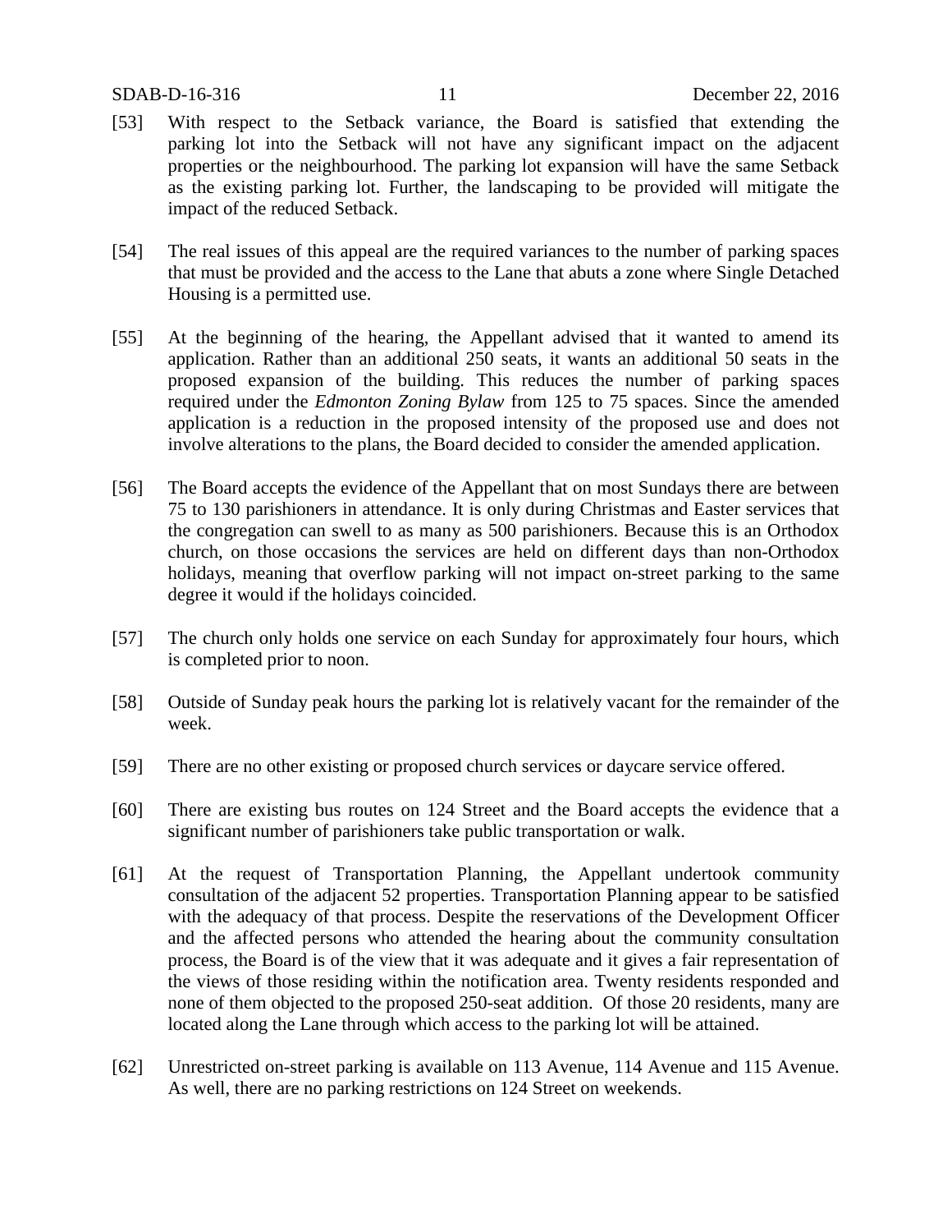[53] With respect to the Setback variance, the Board is satisfied that extending the parking lot into the Setback will not have any significant impact on the adjacent properties or the neighbourhood. The parking lot expansion will have the same Setback as the existing parking lot. Further, the landscaping to be provided will mitigate the impact of the reduced Setback.

[54] The real issues of this appeal are the required variances to the number of parking spaces that must be provided and the access to the Lane that abuts a zone where Single Detached Housing is a permitted use.

[55] At the beginning of the hearing, the Appellant advised that it wanted to amend its application. Rather than an additional 250 seats, it wants an additional 50 seats in the proposed expansion of the building. This reduces the number of parking spaces required under the *Edmonton Zoning Bylaw* from 125 to 75 spaces. Since the amended application is a reduction in the proposed intensity of the proposed use and does not involve alterations to the plans, the Board decided to consider the amended application.

[56] The Board accepts the evidence of the Appellant that on most Sundays there are between 75 to 130 parishioners in attendance. It is only during Christmas and Easter services that the congregation can swell to as many as 500 parishioners. Because this is an Orthodox church, on those occasions the services are held on different days than non-Orthodox holidays, meaning that overflow parking will not impact on-street parking to the same degree it would if the holidays coincided.

[57] The church only holds one service on each Sunday for approximately four hours, which is completed prior to noon.

[58] Outside of Sunday peak hours the parking lot is relatively vacant for the remainder of the week.

[59] There are no other existing or proposed church services or daycare service offered.

[60] There are existing bus routes on 124 Street and the Board accepts the evidence that a significant number of parishioners take public transportation or walk.

[61] At the request of Transportation Planning, the Appellant undertook community consultation of the adjacent 52 properties. Transportation Planning appear to be satisfied with the adequacy of that process. Despite the reservations of the Development Officer and the affected persons who attended the hearing about the community consultation process, the Board is of the view that it was adequate and it gives a fair representation of the views of those residing within the notification area. Twenty residents responded and none of them objected to the proposed 250-seat addition. Of those 20 residents, many are located along the Lane through which access to the parking lot will be attained.

[62] Unrestricted on-street parking is available on 113 Avenue, 114 Avenue and 115 Avenue. As well, there are no parking restrictions on 124 Street on weekends.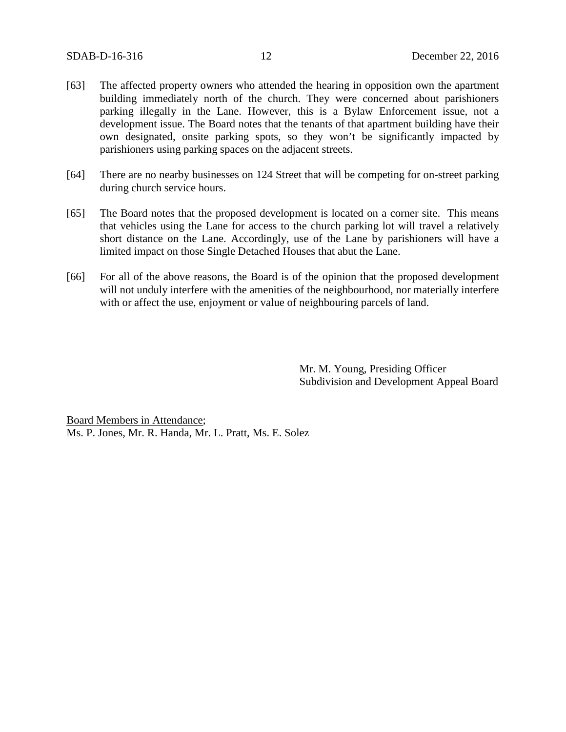[63] The affected property owners who attended the hearing in opposition own the apartment building immediately north of the church. They were concerned about parishioners parking illegally in the Lane. However, this is a Bylaw Enforcement issue, not a development issue. The Board notes that the tenants of that apartment building have their own designated, onsite parking spots, so they won't be significantly impacted by parishioners using parking spaces on the adjacent streets.

[64] There are no nearby businesses on 124 Street that will be competing for on-street parking during church service hours.

[65] The Board notes that the proposed development is located on a corner site. This means that vehicles using the Lane for access to the church parking lot will travel a relatively short distance on the Lane. Accordingly, use of the Lane by parishioners will have a limited impact on those Single Detached Houses that abut the Lane.

[66] For all of the above reasons, the Board is of the opinion that the proposed development will not unduly interfere with the amenities of the neighbourhood, nor materially interfere with or affect the use, enjoyment or value of neighbouring parcels of land.

Mr. M. Young, Presiding Officer
Subdivision and Development Appeal Board

Board Members in Attendance;
Ms. P. Jones, Mr. R. Handa, Mr. L. Pratt, Ms. E. Solez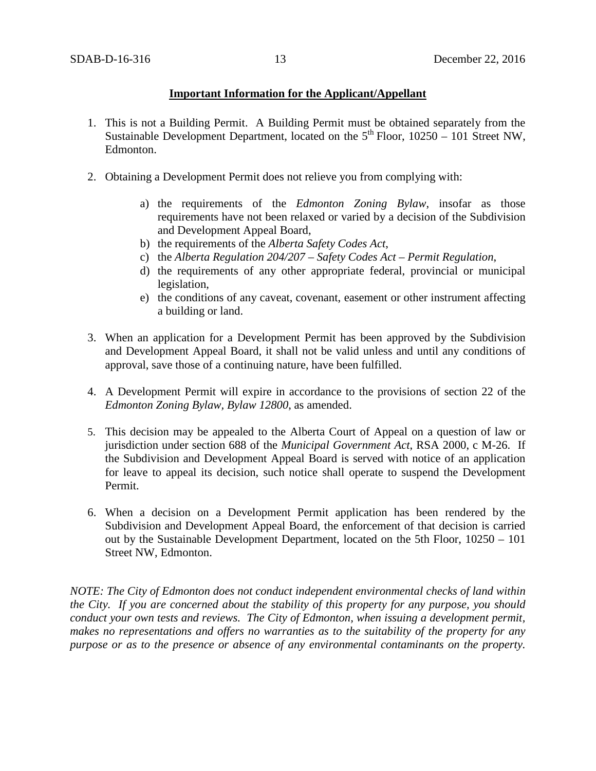**Important Information for the Applicant/Appellant**

1. This is not a Building Permit. A Building Permit must be obtained separately from the Sustainable Development Department, located on the 5th Floor, 10250 – 101 Street NW, Edmonton.

2. Obtaining a Development Permit does not relieve you from complying with:

    a) the requirements of the *Edmonton Zoning Bylaw*, insofar as those requirements have not been relaxed or varied by a decision of the Subdivision and Development Appeal Board,
    b) the requirements of the *Alberta Safety Codes Act*,
    c) the *Alberta Regulation 204/207 – Safety Codes Act – Permit Regulation*,
    d) the requirements of any other appropriate federal, provincial or municipal legislation,
    e) the conditions of any caveat, covenant, easement or other instrument affecting a building or land.

3. When an application for a Development Permit has been approved by the Subdivision and Development Appeal Board, it shall not be valid unless and until any conditions of approval, save those of a continuing nature, have been fulfilled.

4. A Development Permit will expire in accordance to the provisions of section 22 of the *Edmonton Zoning Bylaw, Bylaw 12800*, as amended.

5. This decision may be appealed to the Alberta Court of Appeal on a question of law or jurisdiction under section 688 of the *Municipal Government Act*, RSA 2000, c M-26. If the Subdivision and Development Appeal Board is served with notice of an application for leave to appeal its decision, such notice shall operate to suspend the Development Permit.

6. When a decision on a Development Permit application has been rendered by the Subdivision and Development Appeal Board, the enforcement of that decision is carried out by the Sustainable Development Department, located on the 5th Floor, 10250 – 101 Street NW, Edmonton.

*NOTE: The City of Edmonton does not conduct independent environmental checks of land within the City. If you are concerned about the stability of this property for any purpose, you should conduct your own tests and reviews. The City of Edmonton, when issuing a development permit, makes no representations and offers no warranties as to the suitability of the property for any purpose or as to the presence or absence of any environmental contaminants on the property.*